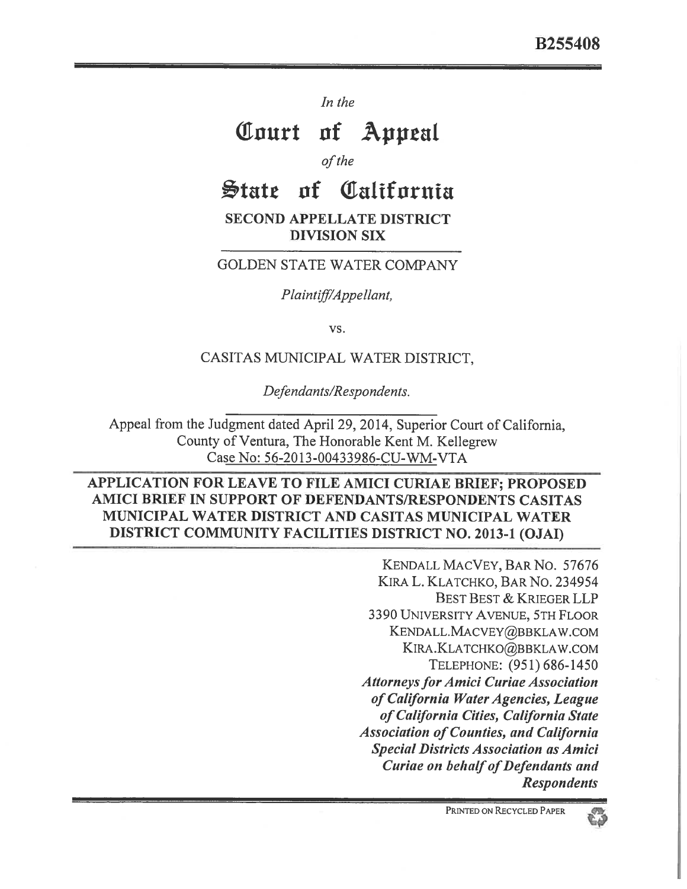**B255408**

*In the*

# Court of Appeal

*of the*

# State of California

**SECOND APPELLATE DISTRICT**
**DIVISION SIX**

GOLDEN STATE WATER COMPANY

*Plaintiff/Appellant,*

vs.

CASITAS MUNICIPAL WATER DISTRICT,

*Defendants/Respondents.*

Appeal from the Judgment dated April 29, 2014, Superior Court of California, County of Ventura, The Honorable Kent M. Kellegrew
Case No: 56-2013-00433986-CU-WM-VTA

**APPLICATION FOR LEAVE TO FILE AMICI CURIAE BRIEF; PROPOSED AMICI BRIEF IN SUPPORT OF DEFENDANTS/RESPONDENTS CASITAS MUNICIPAL WATER DISTRICT AND CASITAS MUNICIPAL WATER DISTRICT COMMUNITY FACILITIES DISTRICT NO. 2013-1 (OJAI)**

KENDALL MACVEY, BAR NO. 57676
KIRA L. KLATCHKO, BAR NO. 234954
BEST BEST & KRIEGER LLP
3390 UNIVERSITY AVENUE, 5TH FLOOR
KENDALL.MACVEY@BBKLAW.COM
KIRA.KLATCHKO@BBKLAW.COM
TELEPHONE: (951) 686-1450
***Attorneys for Amici Curiae Association of California Water Agencies, League of California Cities, California State Association of Counties, and California Special Districts Association as Amici Curiae on behalf of Defendants and Respondents***

PRINTED ON RECYCLED PAPER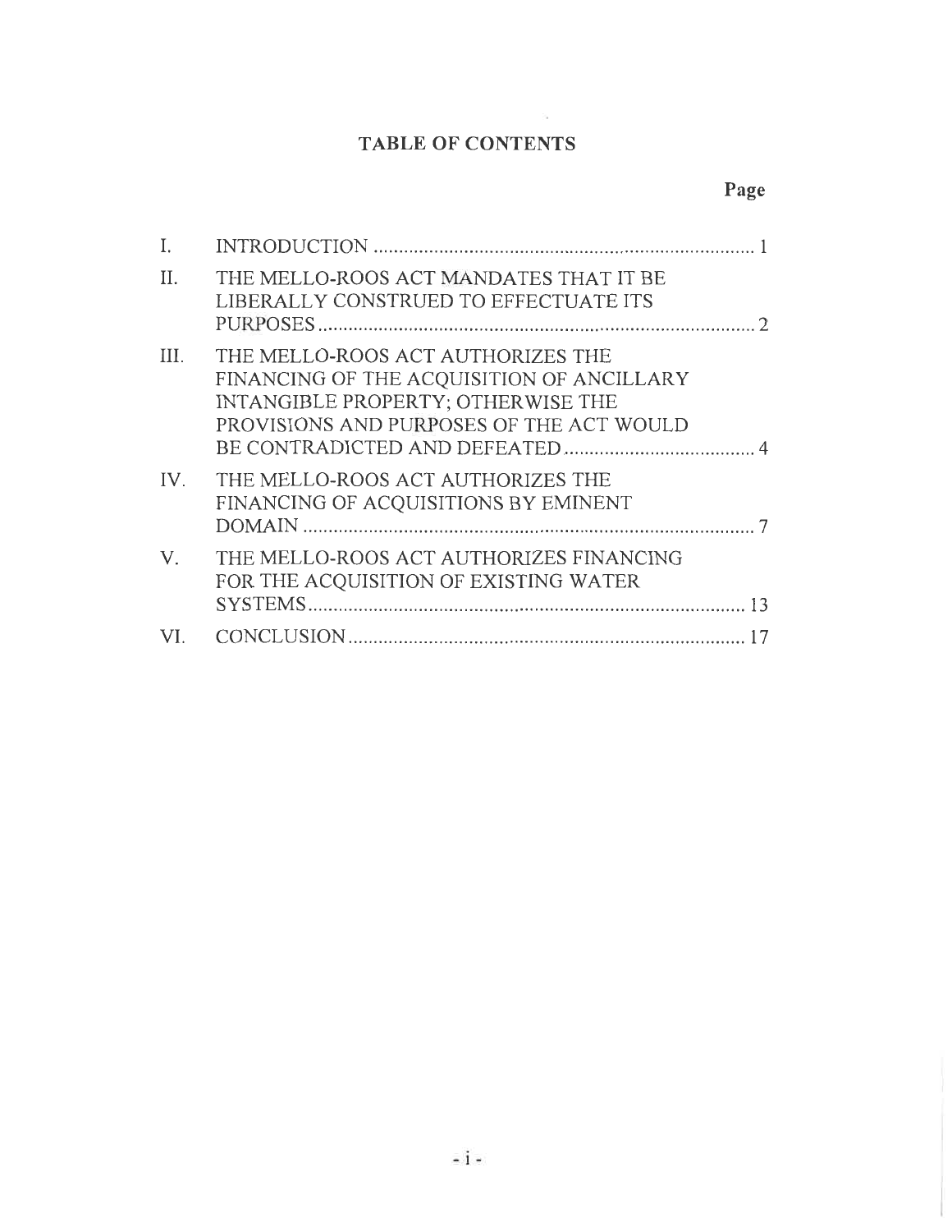# TABLE OF CONTENTS

| | | Page |
|---|---|---|
| I. | INTRODUCTION | 1 |
| II. | THE MELLO-ROOS ACT MANDATES THAT IT BE LIBERALLY CONSTRUED TO EFFECTUATE ITS PURPOSES | 2 |
| III. | THE MELLO-ROOS ACT AUTHORIZES THE FINANCING OF THE ACQUISITION OF ANCILLARY INTANGIBLE PROPERTY; OTHERWISE THE PROVISIONS AND PURPOSES OF THE ACT WOULD BE CONTRADICTED AND DEFEATED | 4 |
| IV. | THE MELLO-ROOS ACT AUTHORIZES THE FINANCING OF ACQUISITIONS BY EMINENT DOMAIN | 7 |
| V. | THE MELLO-ROOS ACT AUTHORIZES FINANCING FOR THE ACQUISITION OF EXISTING WATER SYSTEMS | 13 |
| VI. | CONCLUSION | 17 |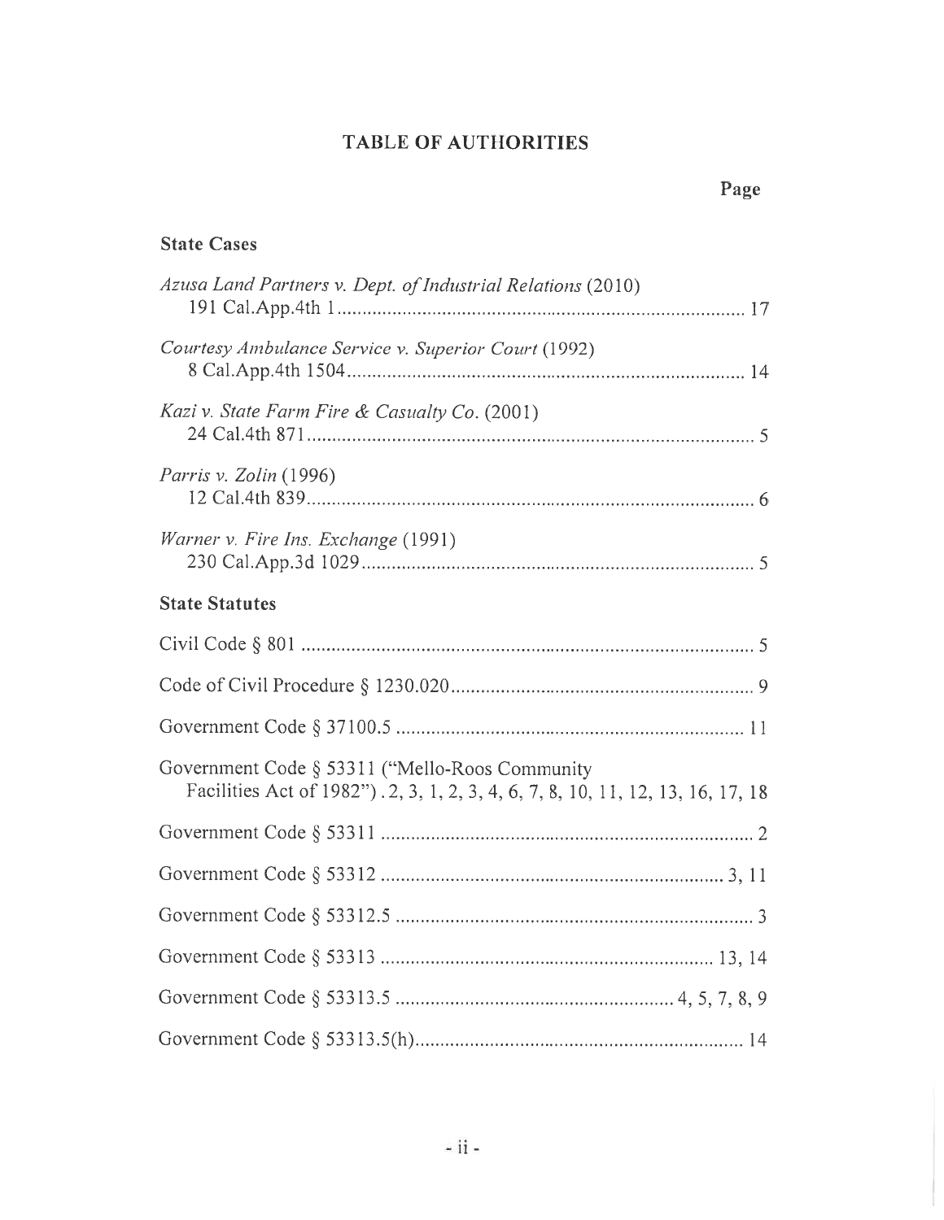# TABLE OF AUTHORITIES

**Page**

## State Cases

*Azusa Land Partners v. Dept. of Industrial Relations* (2010) 191 Cal.App.4th 1 .................................................................................. 17

*Courtesy Ambulance Service v. Superior Court* (1992) 8 Cal.App.4th 1504 ................................................................................ 14

*Kazi v. State Farm Fire & Casualty Co.* (2001) 24 Cal.4th 871 .......................................................................................... 5

*Parris v. Zolin* (1996) 12 Cal.4th 839 .......................................................................................... 6

*Warner v. Fire Ins. Exchange* (1991) 230 Cal.App.3d 1029 ............................................................................... 5

## State Statutes

Civil Code § 801 .......................................................................................... 5

Code of Civil Procedure § 1230.020 ............................................................ 9

Government Code § 37100.5 ...................................................................... 11

Government Code § 53311 ("Mello-Roos Community Facilities Act of 1982") . 2, 3, 1, 2, 3, 4, 6, 7, 8, 10, 11, 12, 13, 16, 17, 18

Government Code § 53311 .......................................................................... 2

Government Code § 53312 .................................................................... 3, 11

Government Code § 53312.5 ........................................................................ 3

Government Code § 53313 .................................................................. 13, 14

Government Code § 53313.5 ........................................................ 4, 5, 7, 8, 9

Government Code § 53313.5(h) .................................................................. 14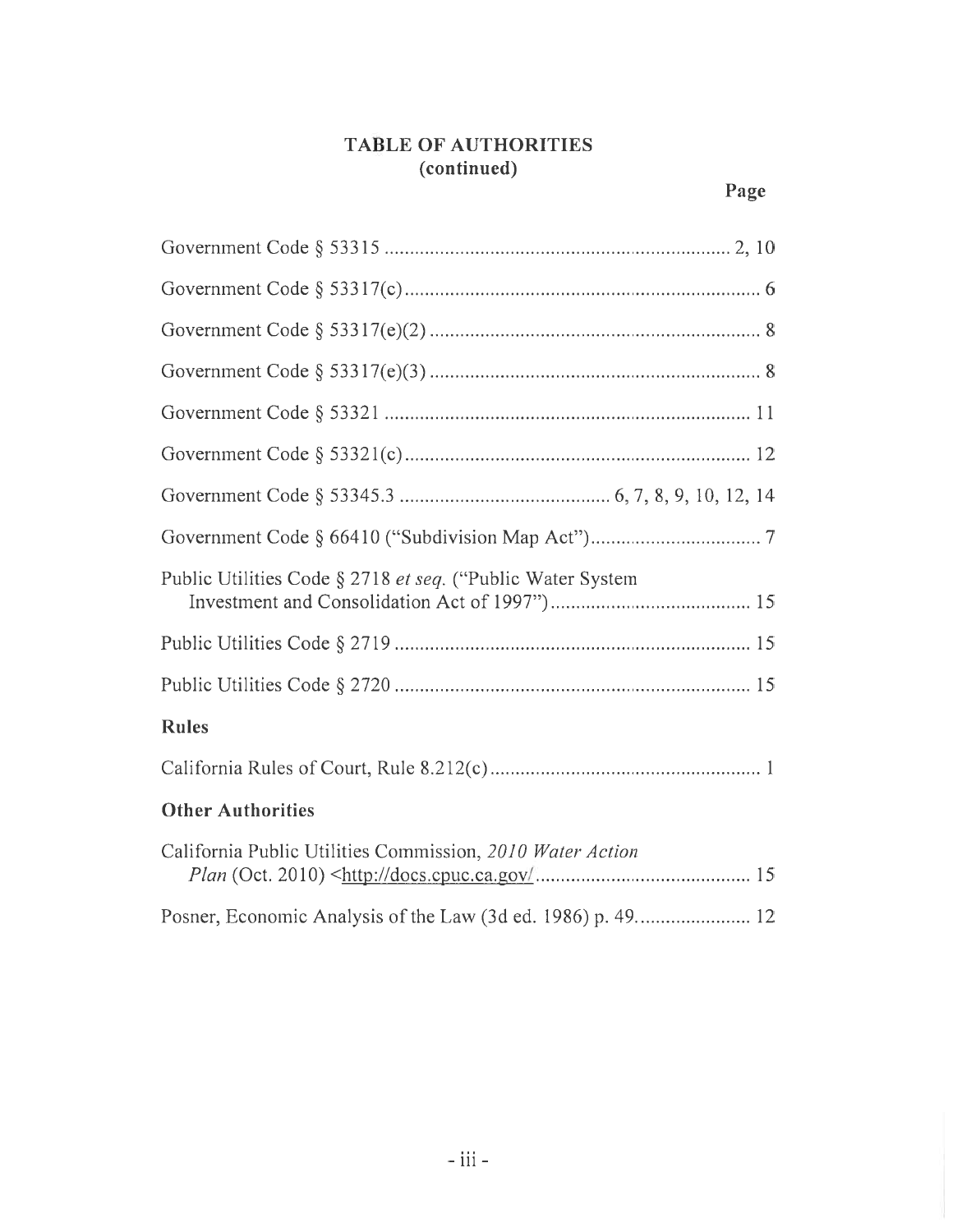## TABLE OF AUTHORITIES
(continued)

**Page**

Government Code § 53315 .................................................................. 2, 10

Government Code § 53317(c) ..................................................................... 6

Government Code § 53317(e)(2) ................................................................ 8

Government Code § 53317(e)(3) ................................................................ 8

Government Code § 53321 ....................................................................... 11

Government Code § 53321(c) ................................................................... 12

Government Code § 53345.3 ....................................... 6, 7, 8, 9, 10, 12, 14

Government Code § 66410 ("Subdivision Map Act") ................................. 7

Public Utilities Code § 2718 *et seq.* ("Public Water System Investment and Consolidation Act of 1997") ...................................... 15

Public Utilities Code § 2719 ..................................................................... 15

Public Utilities Code § 2720 ..................................................................... 15

### Rules

California Rules of Court, Rule 8.212(c) ..................................................... 1

### Other Authorities

California Public Utilities Commission, *2010 Water Action Plan* (Oct. 2010) <http://docs.cpuc.ca.gov/ ......................................... 15

Posner, Economic Analysis of the Law (3d ed. 1986) p. 49. ..................... 12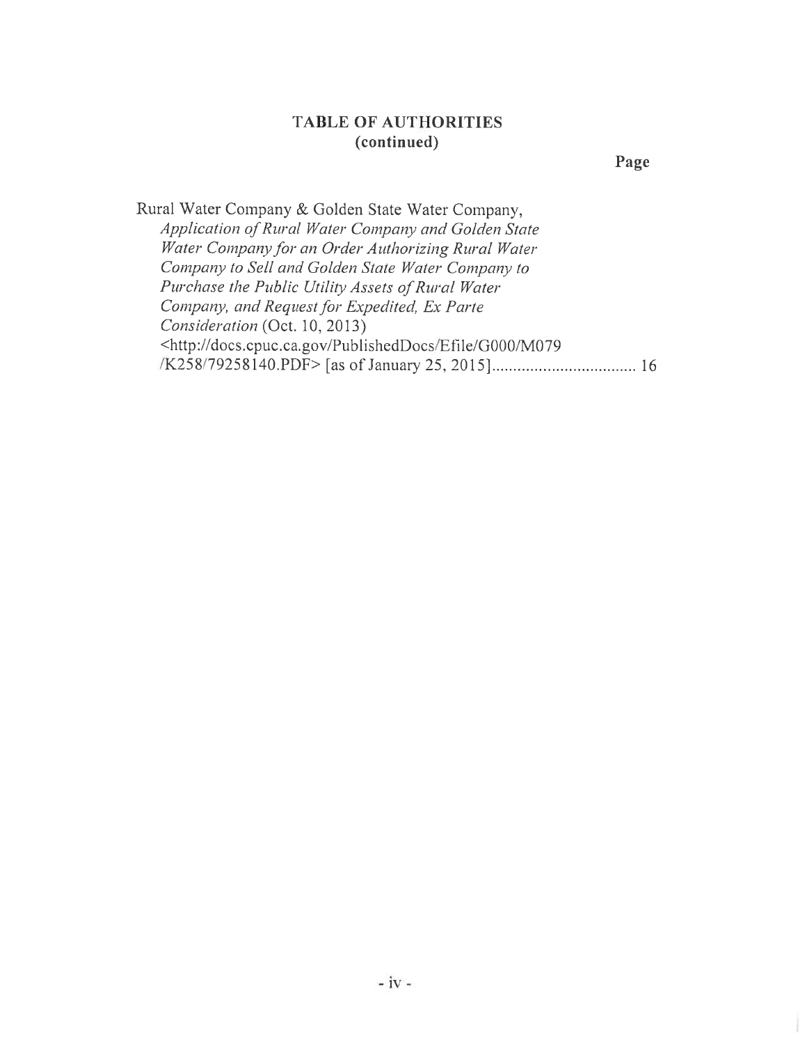## TABLE OF AUTHORITIES
**(continued)**

**Page**

Rural Water Company & Golden State Water Company, *Application of Rural Water Company and Golden State Water Company for an Order Authorizing Rural Water Company to Sell and Golden State Water Company to Purchase the Public Utility Assets of Rural Water Company, and Request for Expedited, Ex Parte Consideration* (Oct. 10, 2013) <http://docs.cpuc.ca.gov/PublishedDocs/Efile/G000/M079/K258/79258140.PDF> [as of January 25, 2015] .................................. 16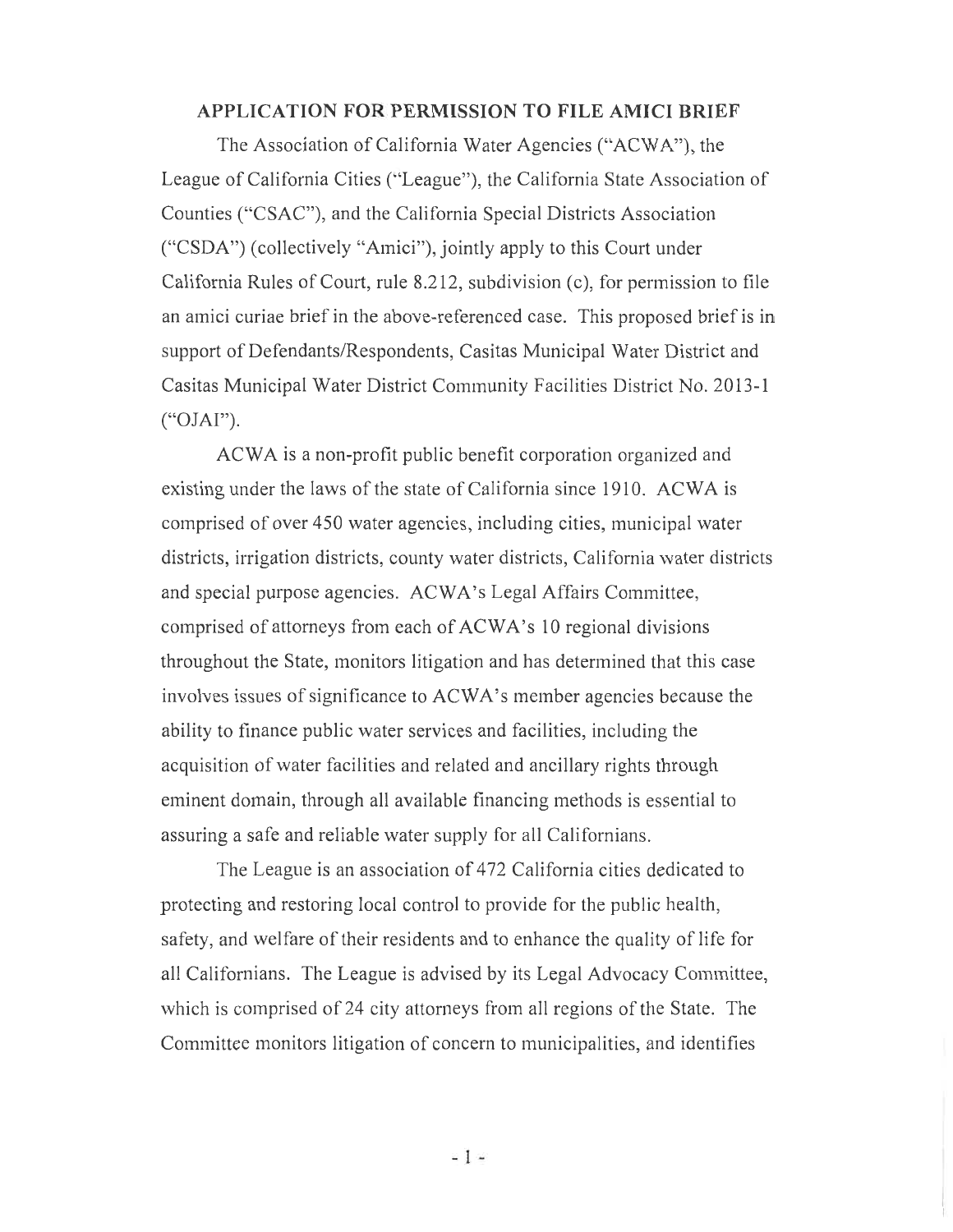## APPLICATION FOR PERMISSION TO FILE AMICI BRIEF

The Association of California Water Agencies ("ACWA"), the League of California Cities ("League"), the California State Association of Counties ("CSAC"), and the California Special Districts Association ("CSDA") (collectively "Amici"), jointly apply to this Court under California Rules of Court, rule 8.212, subdivision (c), for permission to file an amici curiae brief in the above-referenced case. This proposed brief is in support of Defendants/Respondents, Casitas Municipal Water District and Casitas Municipal Water District Community Facilities District No. 2013-1 ("OJAI").

ACWA is a non-profit public benefit corporation organized and existing under the laws of the state of California since 1910. ACWA is comprised of over 450 water agencies, including cities, municipal water districts, irrigation districts, county water districts, California water districts and special purpose agencies. ACWA's Legal Affairs Committee, comprised of attorneys from each of ACWA's 10 regional divisions throughout the State, monitors litigation and has determined that this case involves issues of significance to ACWA's member agencies because the ability to finance public water services and facilities, including the acquisition of water facilities and related and ancillary rights through eminent domain, through all available financing methods is essential to assuring a safe and reliable water supply for all Californians.

The League is an association of 472 California cities dedicated to protecting and restoring local control to provide for the public health, safety, and welfare of their residents and to enhance the quality of life for all Californians. The League is advised by its Legal Advocacy Committee, which is comprised of 24 city attorneys from all regions of the State. The Committee monitors litigation of concern to municipalities, and identifies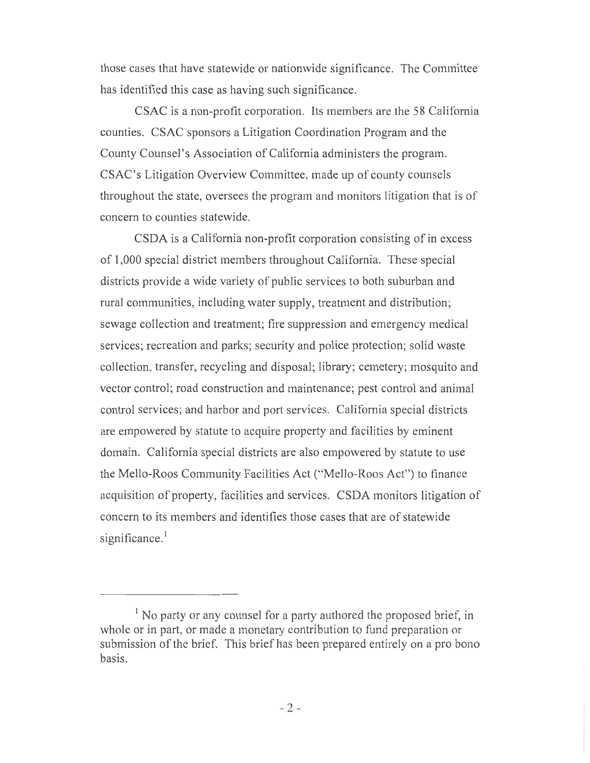those cases that have statewide or nationwide significance. The Committee has identified this case as having such significance.

CSAC is a non-profit corporation. Its members are the 58 California counties. CSAC sponsors a Litigation Coordination Program and the County Counsel's Association of California administers the program. CSAC's Litigation Overview Committee, made up of county counsels throughout the state, oversees the program and monitors litigation that is of concern to counties statewide.

CSDA is a California non-profit corporation consisting of in excess of 1,000 special district members throughout California. These special districts provide a wide variety of public services to both suburban and rural communities, including water supply, treatment and distribution; sewage collection and treatment; fire suppression and emergency medical services; recreation and parks; security and police protection; solid waste collection, transfer, recycling and disposal; library; cemetery; mosquito and vector control; road construction and maintenance; pest control and animal control services; and harbor and port services. California special districts are empowered by statute to acquire property and facilities by eminent domain. California special districts are also empowered by statute to use the Mello-Roos Community Facilities Act ("Mello-Roos Act") to finance acquisition of property, facilities and services. CSDA monitors litigation of concern to its members and identifies those cases that are of statewide significance.[1]

---

[1] No party or any counsel for a party authored the proposed brief, in whole or in part, or made a monetary contribution to fund preparation or submission of the brief. This brief has been prepared entirely on a pro bono basis.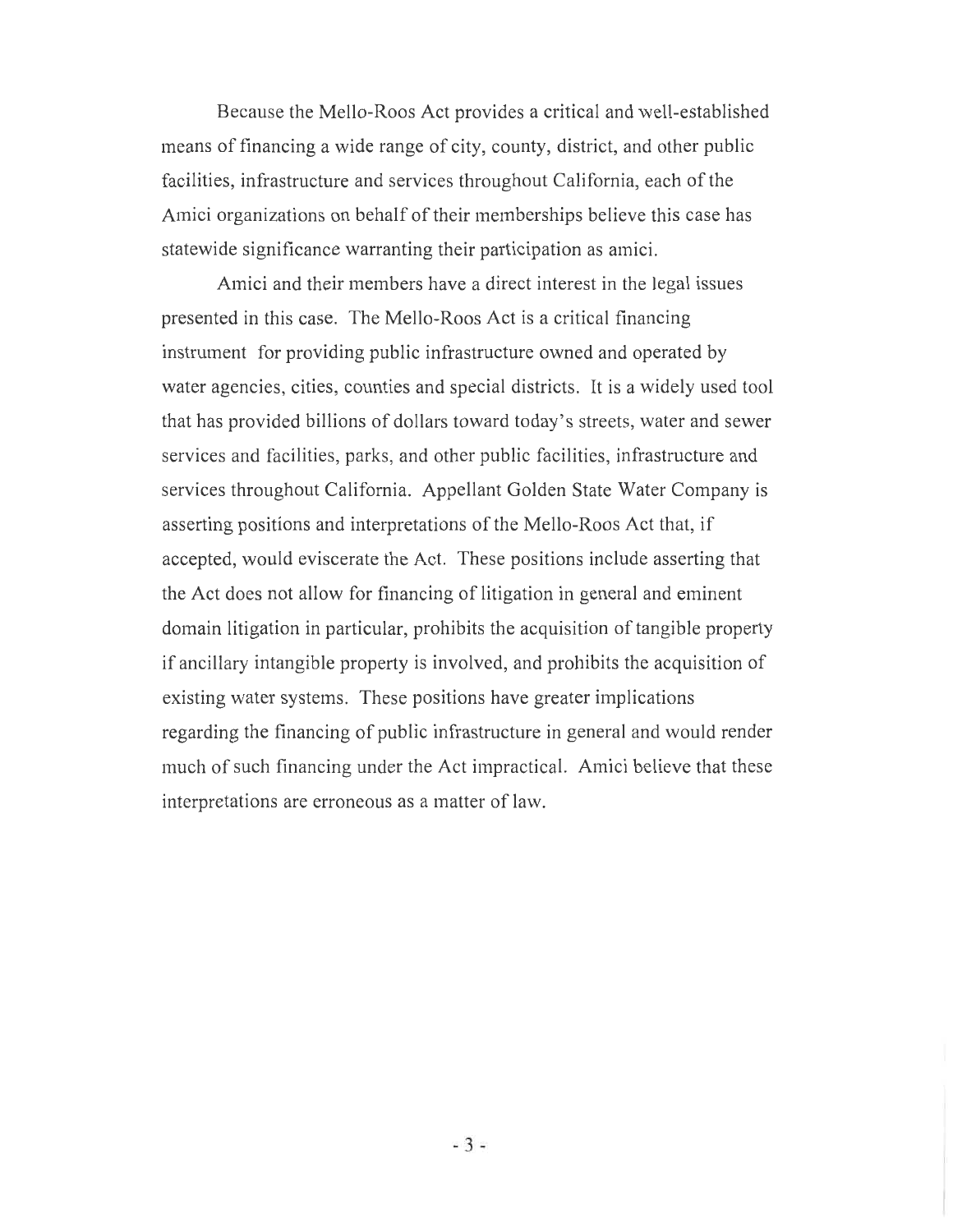Because the Mello-Roos Act provides a critical and well-established means of financing a wide range of city, county, district, and other public facilities, infrastructure and services throughout California, each of the Amici organizations on behalf of their memberships believe this case has statewide significance warranting their participation as amici.

Amici and their members have a direct interest in the legal issues presented in this case. The Mello-Roos Act is a critical financing instrument for providing public infrastructure owned and operated by water agencies, cities, counties and special districts. It is a widely used tool that has provided billions of dollars toward today's streets, water and sewer services and facilities, parks, and other public facilities, infrastructure and services throughout California. Appellant Golden State Water Company is asserting positions and interpretations of the Mello-Roos Act that, if accepted, would eviscerate the Act. These positions include asserting that the Act does not allow for financing of litigation in general and eminent domain litigation in particular, prohibits the acquisition of tangible property if ancillary intangible property is involved, and prohibits the acquisition of existing water systems. These positions have greater implications regarding the financing of public infrastructure in general and would render much of such financing under the Act impractical. Amici believe that these interpretations are erroneous as a matter of law.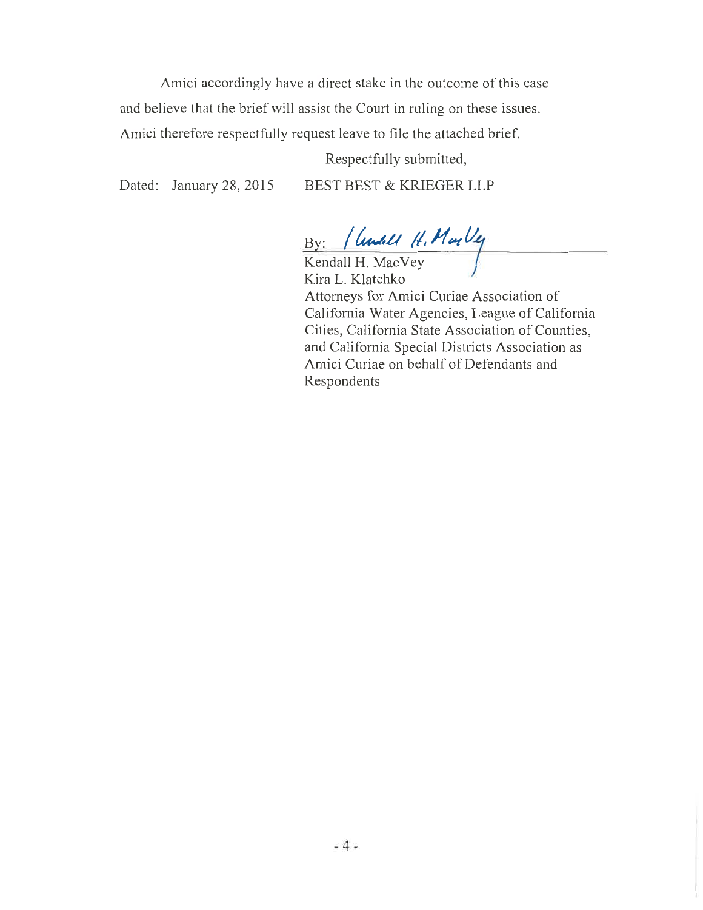Amici accordingly have a direct stake in the outcome of this case and believe that the brief will assist the Court in ruling on these issues. Amici therefore respectfully request leave to file the attached brief.

Respectfully submitted,

Dated: January 28, 2015 BEST BEST & KRIEGER LLP

By: /Kendall H. MacVey/

Kendall H. MacVey
Kira L. Klatchko
Attorneys for Amici Curiae Association of California Water Agencies, League of California Cities, California State Association of Counties, and California Special Districts Association as Amici Curiae on behalf of Defendants and Respondents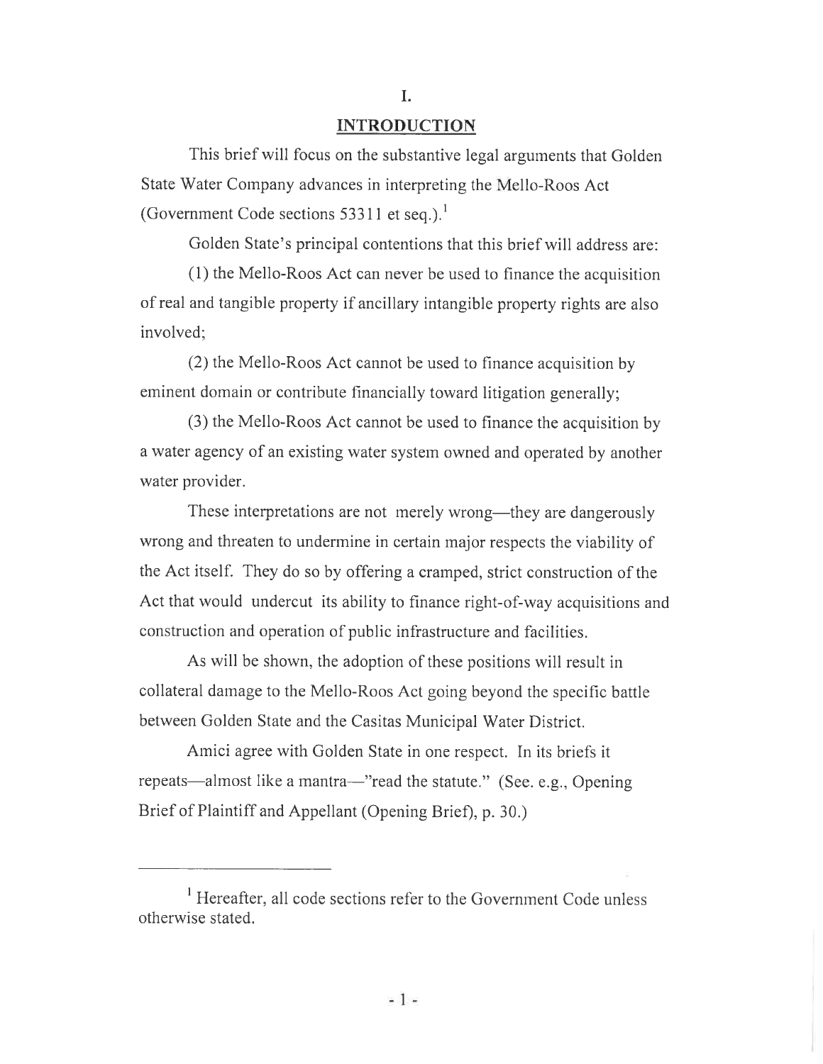# I.

## INTRODUCTION

This brief will focus on the substantive legal arguments that Golden State Water Company advances in interpreting the Mello-Roos Act (Government Code sections 53311 et seq.).[1]

Golden State's principal contentions that this brief will address are:

(1) the Mello-Roos Act can never be used to finance the acquisition of real and tangible property if ancillary intangible property rights are also involved;

(2) the Mello-Roos Act cannot be used to finance acquisition by eminent domain or contribute financially toward litigation generally;

(3) the Mello-Roos Act cannot be used to finance the acquisition by a water agency of an existing water system owned and operated by another water provider.

These interpretations are not merely wrong—they are dangerously wrong and threaten to undermine in certain major respects the viability of the Act itself. They do so by offering a cramped, strict construction of the Act that would undercut its ability to finance right-of-way acquisitions and construction and operation of public infrastructure and facilities.

As will be shown, the adoption of these positions will result in collateral damage to the Mello-Roos Act going beyond the specific battle between Golden State and the Casitas Municipal Water District.

Amici agree with Golden State in one respect. In its briefs it repeats—almost like a mantra—"read the statute." (See. e.g., Opening Brief of Plaintiff and Appellant (Opening Brief), p. 30.)

---

[1] Hereafter, all code sections refer to the Government Code unless otherwise stated.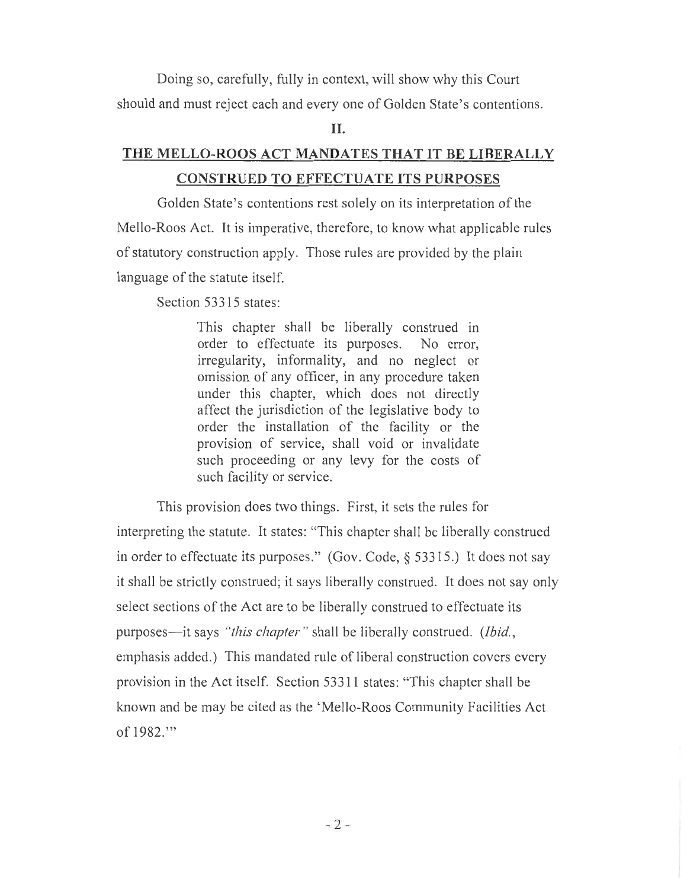Doing so, carefully, fully in context, will show why this Court should and must reject each and every one of Golden State's contentions.

## II.

## THE MELLO-ROOS ACT MANDATES THAT IT BE LIBERALLY CONSTRUED TO EFFECTUATE ITS PURPOSES

Golden State's contentions rest solely on its interpretation of the Mello-Roos Act. It is imperative, therefore, to know what applicable rules of statutory construction apply. Those rules are provided by the plain language of the statute itself.

Section 53315 states:

> This chapter shall be liberally construed in order to effectuate its purposes. No error, irregularity, informality, and no neglect or omission of any officer, in any procedure taken under this chapter, which does not directly affect the jurisdiction of the legislative body to order the installation of the facility or the provision of service, shall void or invalidate such proceeding or any levy for the costs of such facility or service.

This provision does two things. First, it sets the rules for interpreting the statute. It states: "This chapter shall be liberally construed in order to effectuate its purposes." (Gov. Code, § 53315.) It does not say it shall be strictly construed; it says liberally construed. It does not say only select sections of the Act are to be liberally construed to effectuate its purposes—it says *"this chapter"* shall be liberally construed. (*Ibid.*, emphasis added.) This mandated rule of liberal construction covers every provision in the Act itself. Section 53311 states: "This chapter shall be known and be may be cited as the 'Mello-Roos Community Facilities Act of 1982.'"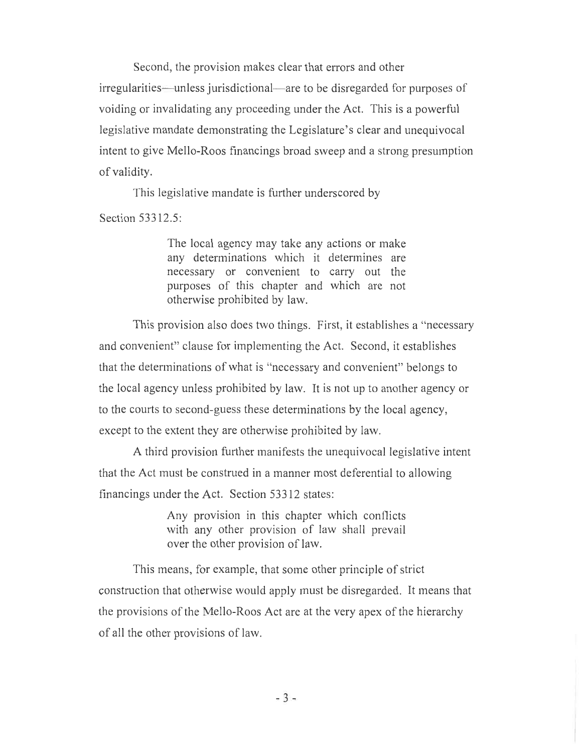Second, the provision makes clear that errors and other irregularities—unless jurisdictional—are to be disregarded for purposes of voiding or invalidating any proceeding under the Act. This is a powerful legislative mandate demonstrating the Legislature's clear and unequivocal intent to give Mello-Roos financings broad sweep and a strong presumption of validity.

This legislative mandate is further underscored by Section 53312.5:

> The local agency may take any actions or make any determinations which it determines are necessary or convenient to carry out the purposes of this chapter and which are not otherwise prohibited by law.

This provision also does two things. First, it establishes a "necessary and convenient" clause for implementing the Act. Second, it establishes that the determinations of what is "necessary and convenient" belongs to the local agency unless prohibited by law. It is not up to another agency or to the courts to second-guess these determinations by the local agency, except to the extent they are otherwise prohibited by law.

A third provision further manifests the unequivocal legislative intent that the Act must be construed in a manner most deferential to allowing financings under the Act. Section 53312 states:

> Any provision in this chapter which conflicts with any other provision of law shall prevail over the other provision of law.

This means, for example, that some other principle of strict construction that otherwise would apply must be disregarded. It means that the provisions of the Mello-Roos Act are at the very apex of the hierarchy of all the other provisions of law.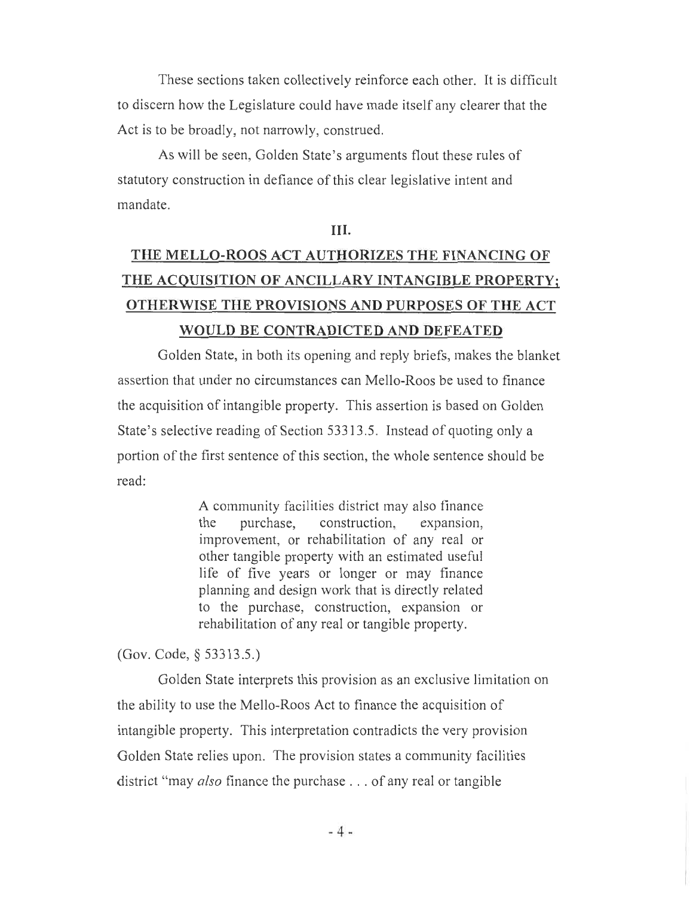These sections taken collectively reinforce each other. It is difficult to discern how the Legislature could have made itself any clearer that the Act is to be broadly, not narrowly, construed.

As will be seen, Golden State's arguments flout these rules of statutory construction in defiance of this clear legislative intent and mandate.

## III.

## THE MELLO-ROOS ACT AUTHORIZES THE FINANCING OF THE ACQUISITION OF ANCILLARY INTANGIBLE PROPERTY; OTHERWISE THE PROVISIONS AND PURPOSES OF THE ACT WOULD BE CONTRADICTED AND DEFEATED

Golden State, in both its opening and reply briefs, makes the blanket assertion that under no circumstances can Mello-Roos be used to finance the acquisition of intangible property. This assertion is based on Golden State's selective reading of Section 53313.5. Instead of quoting only a portion of the first sentence of this section, the whole sentence should be read:

> A community facilities district may also finance the purchase, construction, expansion, improvement, or rehabilitation of any real or other tangible property with an estimated useful life of five years or longer or may finance planning and design work that is directly related to the purchase, construction, expansion or rehabilitation of any real or tangible property.

(Gov. Code, § 53313.5.)

Golden State interprets this provision as an exclusive limitation on the ability to use the Mello-Roos Act to finance the acquisition of intangible property. This interpretation contradicts the very provision Golden State relies upon. The provision states a community facilities district "may *also* finance the purchase . . . of any real or tangible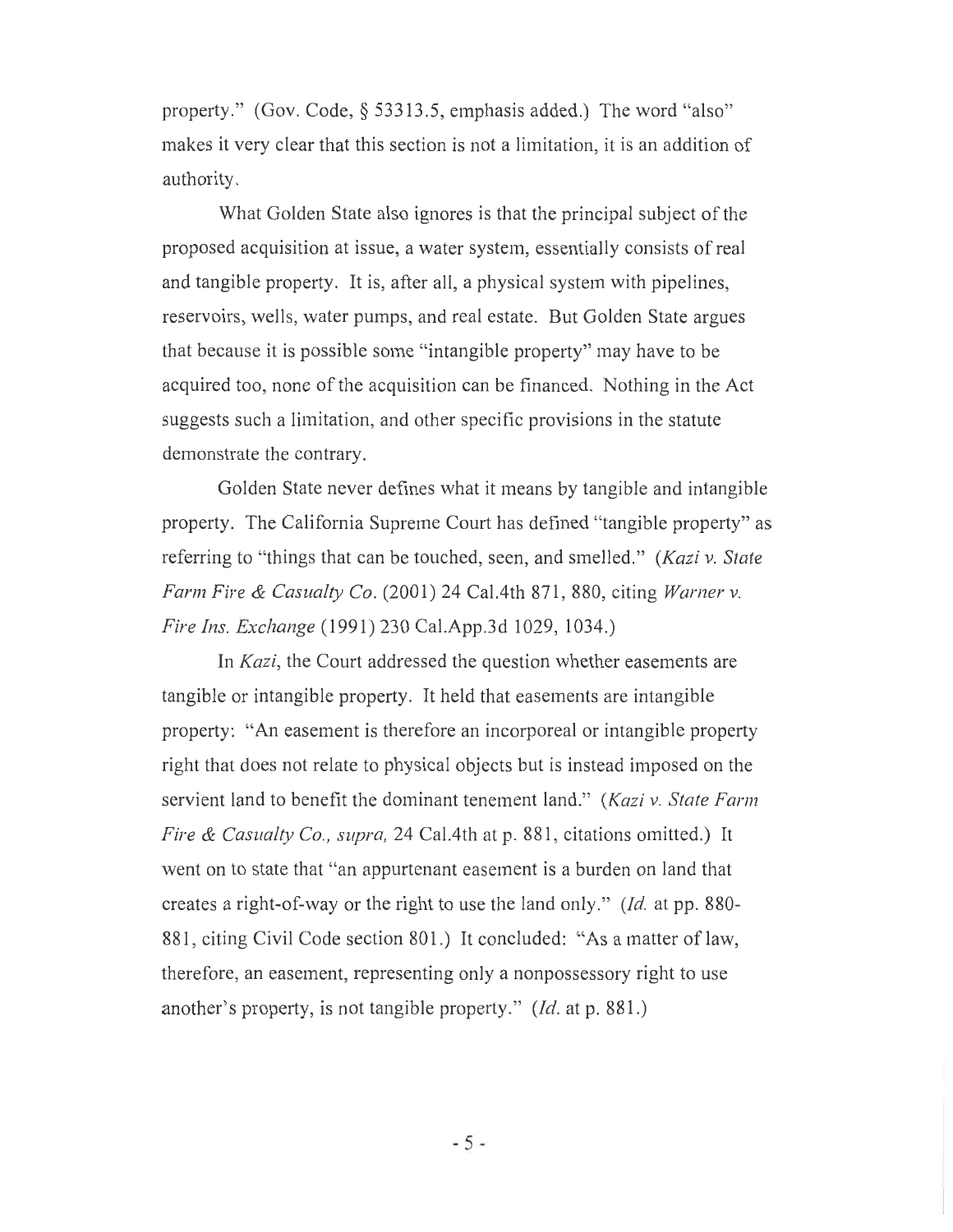property." (Gov. Code, § 53313.5, emphasis added.) The word "also" makes it very clear that this section is not a limitation, it is an addition of authority.

What Golden State also ignores is that the principal subject of the proposed acquisition at issue, a water system, essentially consists of real and tangible property. It is, after all, a physical system with pipelines, reservoirs, wells, water pumps, and real estate. But Golden State argues that because it is possible some "intangible property" may have to be acquired too, none of the acquisition can be financed. Nothing in the Act suggests such a limitation, and other specific provisions in the statute demonstrate the contrary.

Golden State never defines what it means by tangible and intangible property. The California Supreme Court has defined "tangible property" as referring to "things that can be touched, seen, and smelled." (*Kazi v. State Farm Fire & Casualty Co.* (2001) 24 Cal.4th 871, 880, citing *Warner v. Fire Ins. Exchange* (1991) 230 Cal.App.3d 1029, 1034.)

In *Kazi*, the Court addressed the question whether easements are tangible or intangible property. It held that easements are intangible property: "An easement is therefore an incorporeal or intangible property right that does not relate to physical objects but is instead imposed on the servient land to benefit the dominant tenement land." (*Kazi v. State Farm Fire & Casualty Co., supra,* 24 Cal.4th at p. 881, citations omitted.) It went on to state that "an appurtenant easement is a burden on land that creates a right-of-way or the right to use the land only." (*Id.* at pp. 880-881, citing Civil Code section 801.) It concluded: "As a matter of law, therefore, an easement, representing only a nonpossessory right to use another's property, is not tangible property." (*Id.* at p. 881.)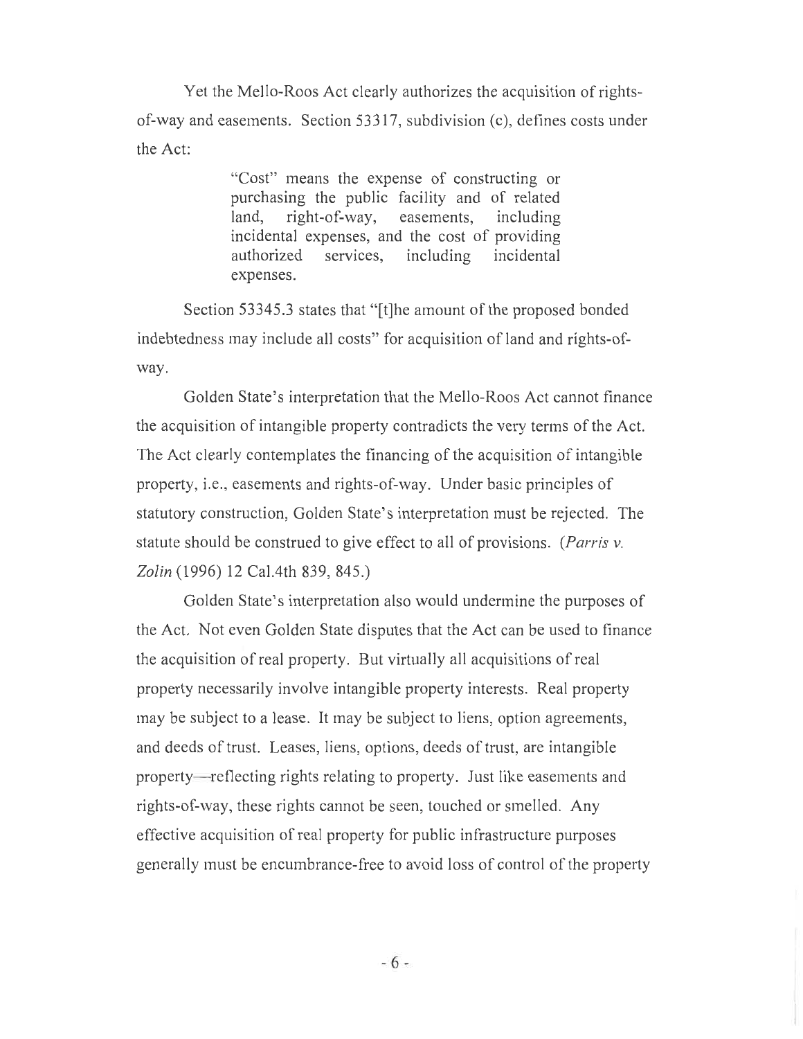Yet the Mello-Roos Act clearly authorizes the acquisition of rights-of-way and easements. Section 53317, subdivision (c), defines costs under the Act:

> "Cost" means the expense of constructing or purchasing the public facility and of related land, right-of-way, easements, including incidental expenses, and the cost of providing authorized services, including incidental expenses.

Section 53345.3 states that "[t]he amount of the proposed bonded indebtedness may include all costs" for acquisition of land and rights-of-way.

Golden State's interpretation that the Mello-Roos Act cannot finance the acquisition of intangible property contradicts the very terms of the Act. The Act clearly contemplates the financing of the acquisition of intangible property, i.e., easements and rights-of-way. Under basic principles of statutory construction, Golden State's interpretation must be rejected. The statute should be construed to give effect to all of provisions. (*Parris v. Zolin* (1996) 12 Cal.4th 839, 845.)

Golden State's interpretation also would undermine the purposes of the Act. Not even Golden State disputes that the Act can be used to finance the acquisition of real property. But virtually all acquisitions of real property necessarily involve intangible property interests. Real property may be subject to a lease. It may be subject to liens, option agreements, and deeds of trust. Leases, liens, options, deeds of trust, are intangible property—reflecting rights relating to property. Just like easements and rights-of-way, these rights cannot be seen, touched or smelled. Any effective acquisition of real property for public infrastructure purposes generally must be encumbrance-free to avoid loss of control of the property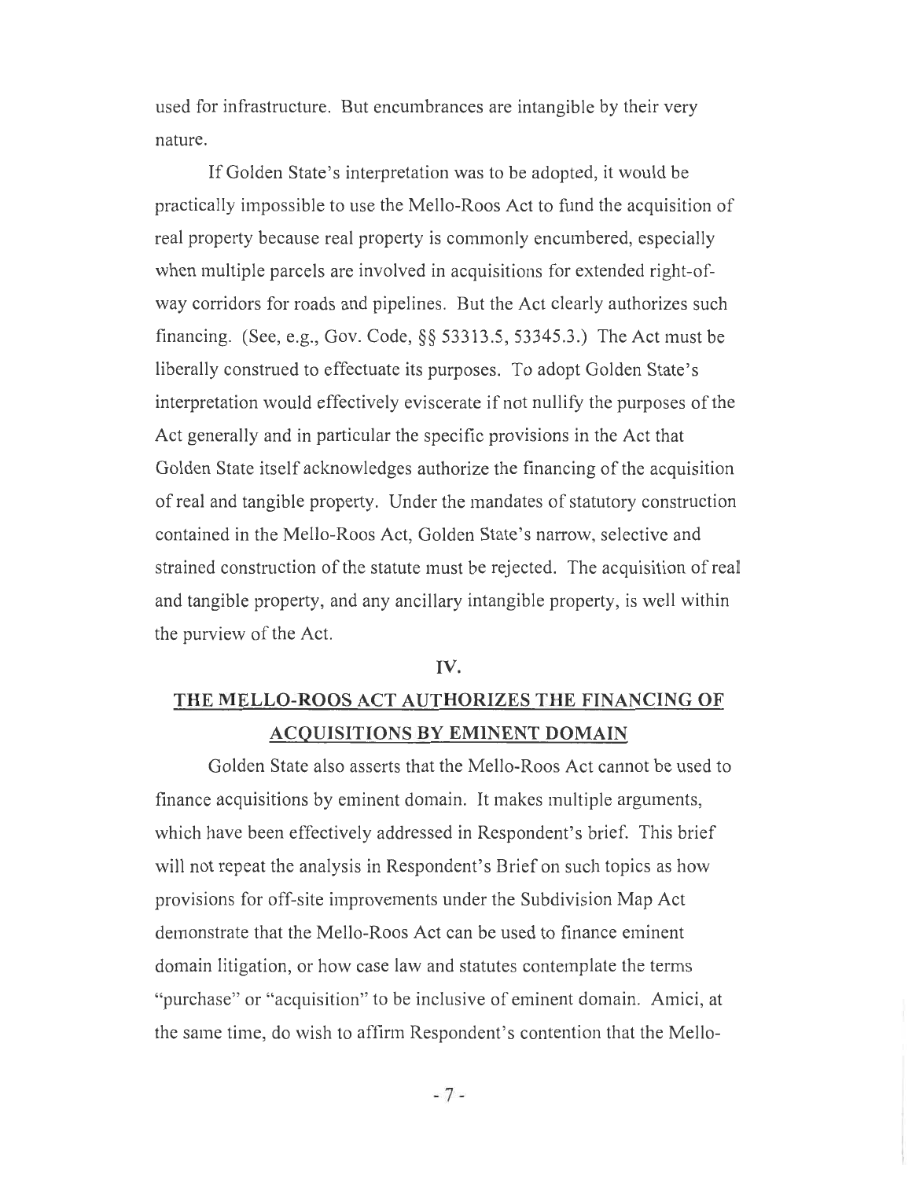used for infrastructure. But encumbrances are intangible by their very nature.

If Golden State's interpretation was to be adopted, it would be practically impossible to use the Mello-Roos Act to fund the acquisition of real property because real property is commonly encumbered, especially when multiple parcels are involved in acquisitions for extended right-of-way corridors for roads and pipelines. But the Act clearly authorizes such financing. (See, e.g., Gov. Code, §§ 53313.5, 53345.3.) The Act must be liberally construed to effectuate its purposes. To adopt Golden State's interpretation would effectively eviscerate if not nullify the purposes of the Act generally and in particular the specific provisions in the Act that Golden State itself acknowledges authorize the financing of the acquisition of real and tangible property. Under the mandates of statutory construction contained in the Mello-Roos Act, Golden State's narrow, selective and strained construction of the statute must be rejected. The acquisition of real and tangible property, and any ancillary intangible property, is well within the purview of the Act.

## IV.

## THE MELLO-ROOS ACT AUTHORIZES THE FINANCING OF ACQUISITIONS BY EMINENT DOMAIN

Golden State also asserts that the Mello-Roos Act cannot be used to finance acquisitions by eminent domain. It makes multiple arguments, which have been effectively addressed in Respondent's brief. This brief will not repeat the analysis in Respondent's Brief on such topics as how provisions for off-site improvements under the Subdivision Map Act demonstrate that the Mello-Roos Act can be used to finance eminent domain litigation, or how case law and statutes contemplate the terms "purchase" or "acquisition" to be inclusive of eminent domain. Amici, at the same time, do wish to affirm Respondent's contention that the Mello-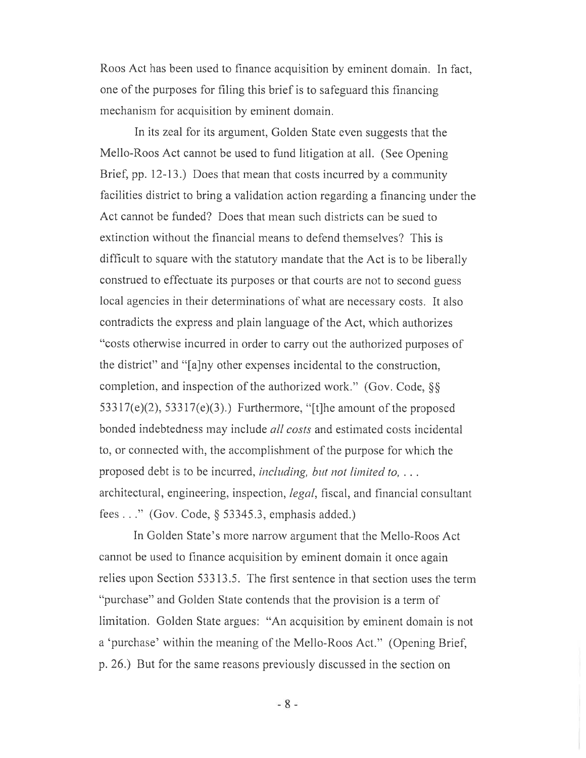Roos Act has been used to finance acquisition by eminent domain. In fact, one of the purposes for filing this brief is to safeguard this financing mechanism for acquisition by eminent domain.

In its zeal for its argument, Golden State even suggests that the Mello-Roos Act cannot be used to fund litigation at all. (See Opening Brief, pp. 12-13.) Does that mean that costs incurred by a community facilities district to bring a validation action regarding a financing under the Act cannot be funded? Does that mean such districts can be sued to extinction without the financial means to defend themselves? This is difficult to square with the statutory mandate that the Act is to be liberally construed to effectuate its purposes or that courts are not to second guess local agencies in their determinations of what are necessary costs. It also contradicts the express and plain language of the Act, which authorizes "costs otherwise incurred in order to carry out the authorized purposes of the district" and "[a]ny other expenses incidental to the construction, completion, and inspection of the authorized work." (Gov. Code, §§ 53317(e)(2), 53317(e)(3).) Furthermore, "[t]he amount of the proposed bonded indebtedness may include *all costs* and estimated costs incidental to, or connected with, the accomplishment of the purpose for which the proposed debt is to be incurred, *including, but not limited to, . . .* architectural, engineering, inspection, *legal*, fiscal, and financial consultant fees . . ." (Gov. Code, § 53345.3, emphasis added.)

In Golden State's more narrow argument that the Mello-Roos Act cannot be used to finance acquisition by eminent domain it once again relies upon Section 53313.5. The first sentence in that section uses the term "purchase" and Golden State contends that the provision is a term of limitation. Golden State argues: "An acquisition by eminent domain is not a 'purchase' within the meaning of the Mello-Roos Act." (Opening Brief, p. 26.) But for the same reasons previously discussed in the section on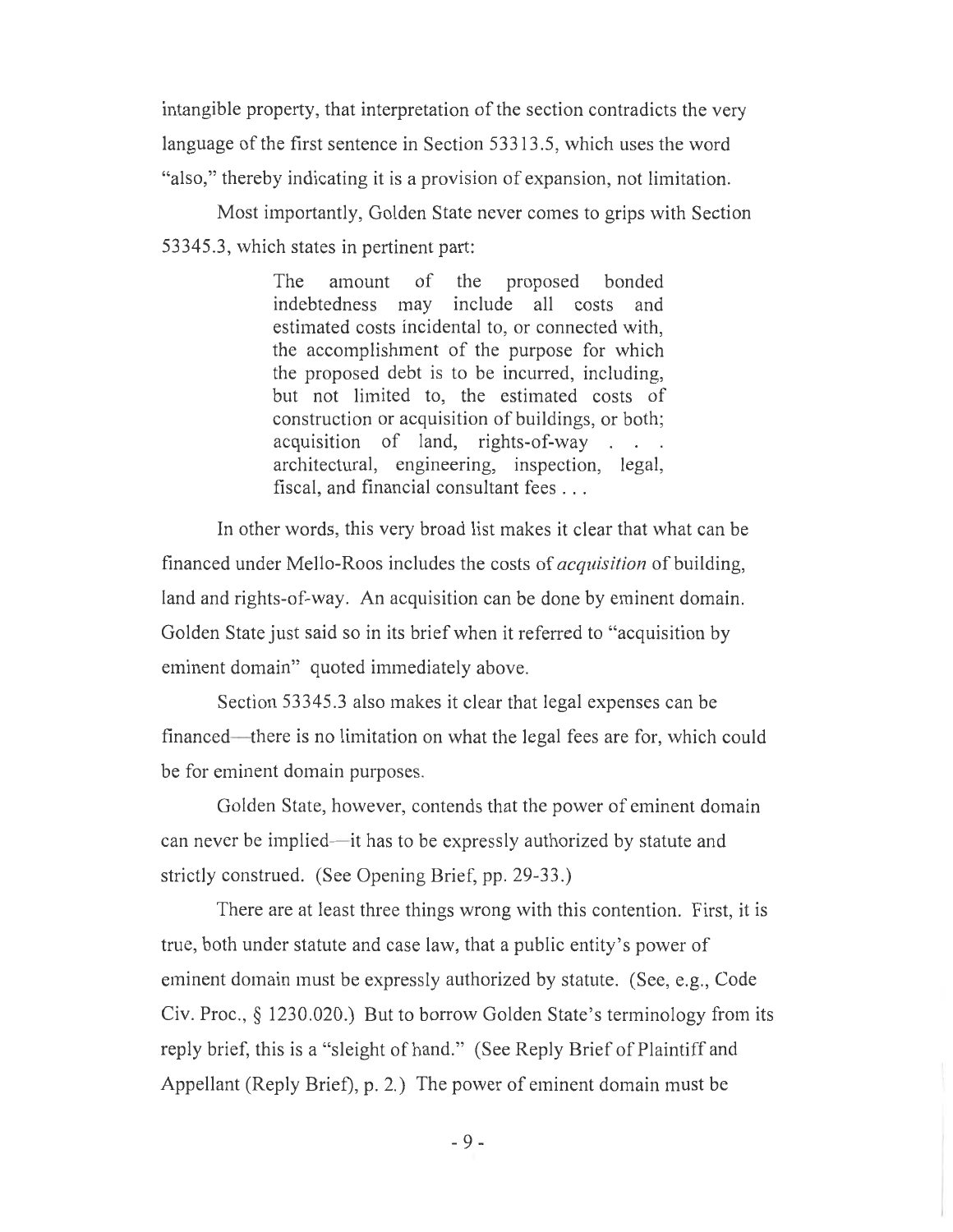intangible property, that interpretation of the section contradicts the very language of the first sentence in Section 53313.5, which uses the word "also," thereby indicating it is a provision of expansion, not limitation.

Most importantly, Golden State never comes to grips with Section 53345.3, which states in pertinent part:

> The amount of the proposed bonded indebtedness may include all costs and estimated costs incidental to, or connected with, the accomplishment of the purpose for which the proposed debt is to be incurred, including, but not limited to, the estimated costs of construction or acquisition of buildings, or both; acquisition of land, rights-of-way . . . architectural, engineering, inspection, legal, fiscal, and financial consultant fees . . .

In other words, this very broad list makes it clear that what can be financed under Mello-Roos includes the costs of *acquisition* of building, land and rights-of-way. An acquisition can be done by eminent domain. Golden State just said so in its brief when it referred to "acquisition by eminent domain" quoted immediately above.

Section 53345.3 also makes it clear that legal expenses can be financed—there is no limitation on what the legal fees are for, which could be for eminent domain purposes.

Golden State, however, contends that the power of eminent domain can never be implied—it has to be expressly authorized by statute and strictly construed. (See Opening Brief, pp. 29-33.)

There are at least three things wrong with this contention. First, it is true, both under statute and case law, that a public entity's power of eminent domain must be expressly authorized by statute. (See, e.g., Code Civ. Proc., § 1230.020.) But to borrow Golden State's terminology from its reply brief, this is a "sleight of hand." (See Reply Brief of Plaintiff and Appellant (Reply Brief), p. 2.) The power of eminent domain must be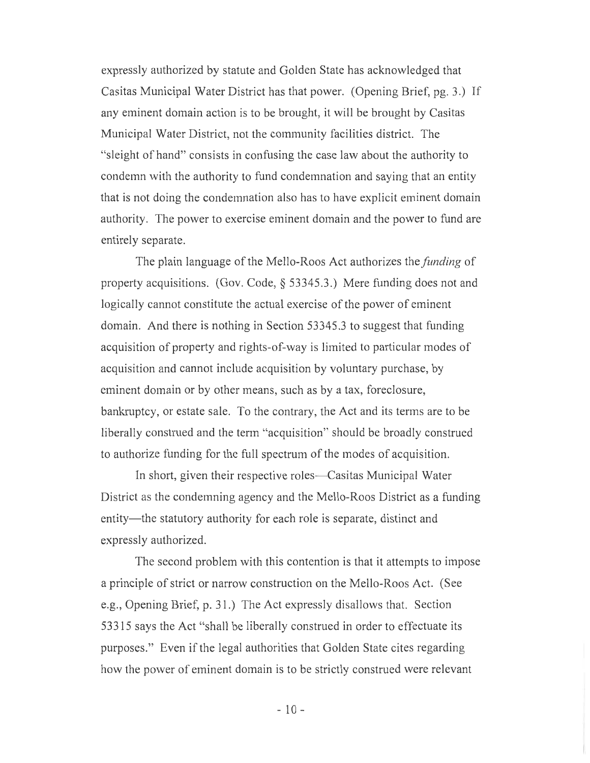expressly authorized by statute and Golden State has acknowledged that Casitas Municipal Water District has that power. (Opening Brief, pg. 3.) If any eminent domain action is to be brought, it will be brought by Casitas Municipal Water District, not the community facilities district. The "sleight of hand" consists in confusing the case law about the authority to condemn with the authority to fund condemnation and saying that an entity that is not doing the condemnation also has to have explicit eminent domain authority. The power to exercise eminent domain and the power to fund are entirely separate.

The plain language of the Mello-Roos Act authorizes the *funding* of property acquisitions. (Gov. Code, § 53345.3.) Mere funding does not and logically cannot constitute the actual exercise of the power of eminent domain. And there is nothing in Section 53345.3 to suggest that funding acquisition of property and rights-of-way is limited to particular modes of acquisition and cannot include acquisition by voluntary purchase, by eminent domain or by other means, such as by a tax, foreclosure, bankruptcy, or estate sale. To the contrary, the Act and its terms are to be liberally construed and the term "acquisition" should be broadly construed to authorize funding for the full spectrum of the modes of acquisition.

In short, given their respective roles—Casitas Municipal Water District as the condemning agency and the Mello-Roos District as a funding entity—the statutory authority for each role is separate, distinct and expressly authorized.

The second problem with this contention is that it attempts to impose a principle of strict or narrow construction on the Mello-Roos Act. (See e.g., Opening Brief, p. 31.) The Act expressly disallows that. Section 53315 says the Act "shall be liberally construed in order to effectuate its purposes." Even if the legal authorities that Golden State cites regarding how the power of eminent domain is to be strictly construed were relevant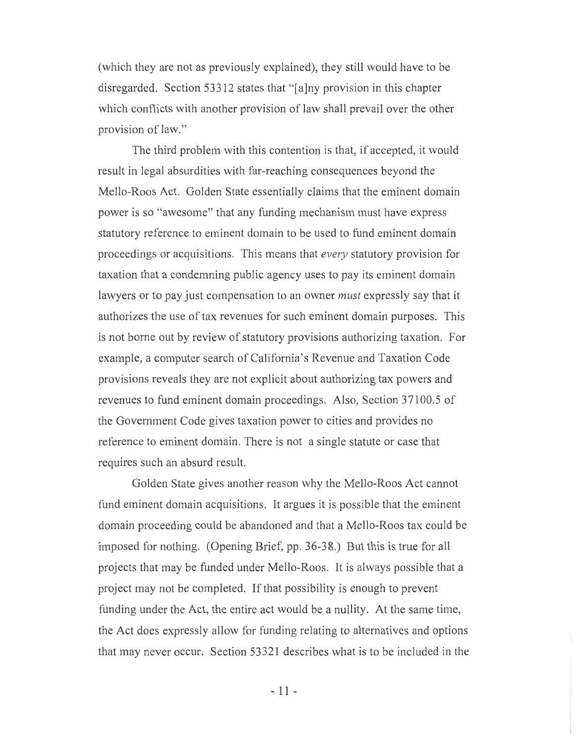(which they are not as previously explained), they still would have to be disregarded. Section 53312 states that "[a]ny provision in this chapter which conflicts with another provision of law shall prevail over the other provision of law."

The third problem with this contention is that, if accepted, it would result in legal absurdities with far-reaching consequences beyond the Mello-Roos Act. Golden State essentially claims that the eminent domain power is so "awesome" that any funding mechanism must have express statutory reference to eminent domain to be used to fund eminent domain proceedings or acquisitions. This means that *every* statutory provision for taxation that a condemning public agency uses to pay its eminent domain lawyers or to pay just compensation to an owner *must* expressly say that it authorizes the use of tax revenues for such eminent domain purposes. This is not borne out by review of statutory provisions authorizing taxation. For example, a computer search of California's Revenue and Taxation Code provisions reveals they are not explicit about authorizing tax powers and revenues to fund eminent domain proceedings. Also, Section 37100.5 of the Government Code gives taxation power to cities and provides no reference to eminent domain. There is not a single statute or case that requires such an absurd result.

Golden State gives another reason why the Mello-Roos Act cannot fund eminent domain acquisitions. It argues it is possible that the eminent domain proceeding could be abandoned and that a Mello-Roos tax could be imposed for nothing. (Opening Brief, pp. 36-38.) But this is true for all projects that may be funded under Mello-Roos. It is always possible that a project may not be completed. If that possibility is enough to prevent funding under the Act, the entire act would be a nullity. At the same time, the Act does expressly allow for funding relating to alternatives and options that may never occur. Section 53321 describes what is to be included in the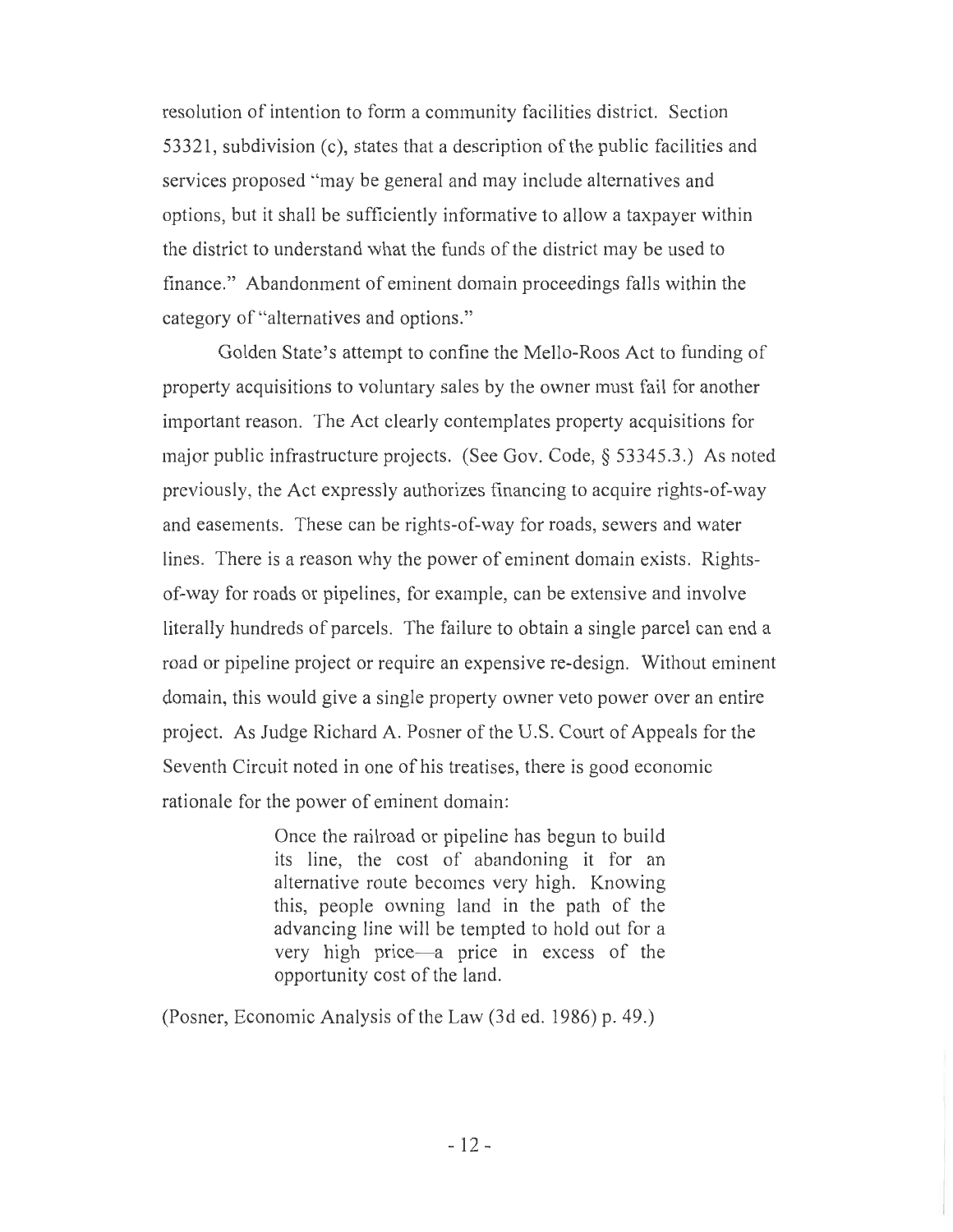resolution of intention to form a community facilities district. Section 53321, subdivision (c), states that a description of the public facilities and services proposed "may be general and may include alternatives and options, but it shall be sufficiently informative to allow a taxpayer within the district to understand what the funds of the district may be used to finance." Abandonment of eminent domain proceedings falls within the category of "alternatives and options."

Golden State's attempt to confine the Mello-Roos Act to funding of property acquisitions to voluntary sales by the owner must fail for another important reason. The Act clearly contemplates property acquisitions for major public infrastructure projects. (See Gov. Code, § 53345.3.) As noted previously, the Act expressly authorizes financing to acquire rights-of-way and easements. These can be rights-of-way for roads, sewers and water lines. There is a reason why the power of eminent domain exists. Rights-of-way for roads or pipelines, for example, can be extensive and involve literally hundreds of parcels. The failure to obtain a single parcel can end a road or pipeline project or require an expensive re-design. Without eminent domain, this would give a single property owner veto power over an entire project. As Judge Richard A. Posner of the U.S. Court of Appeals for the Seventh Circuit noted in one of his treatises, there is good economic rationale for the power of eminent domain:

> Once the railroad or pipeline has begun to build its line, the cost of abandoning it for an alternative route becomes very high. Knowing this, people owning land in the path of the advancing line will be tempted to hold out for a very high price—a price in excess of the opportunity cost of the land.

(Posner, Economic Analysis of the Law (3d ed. 1986) p. 49.)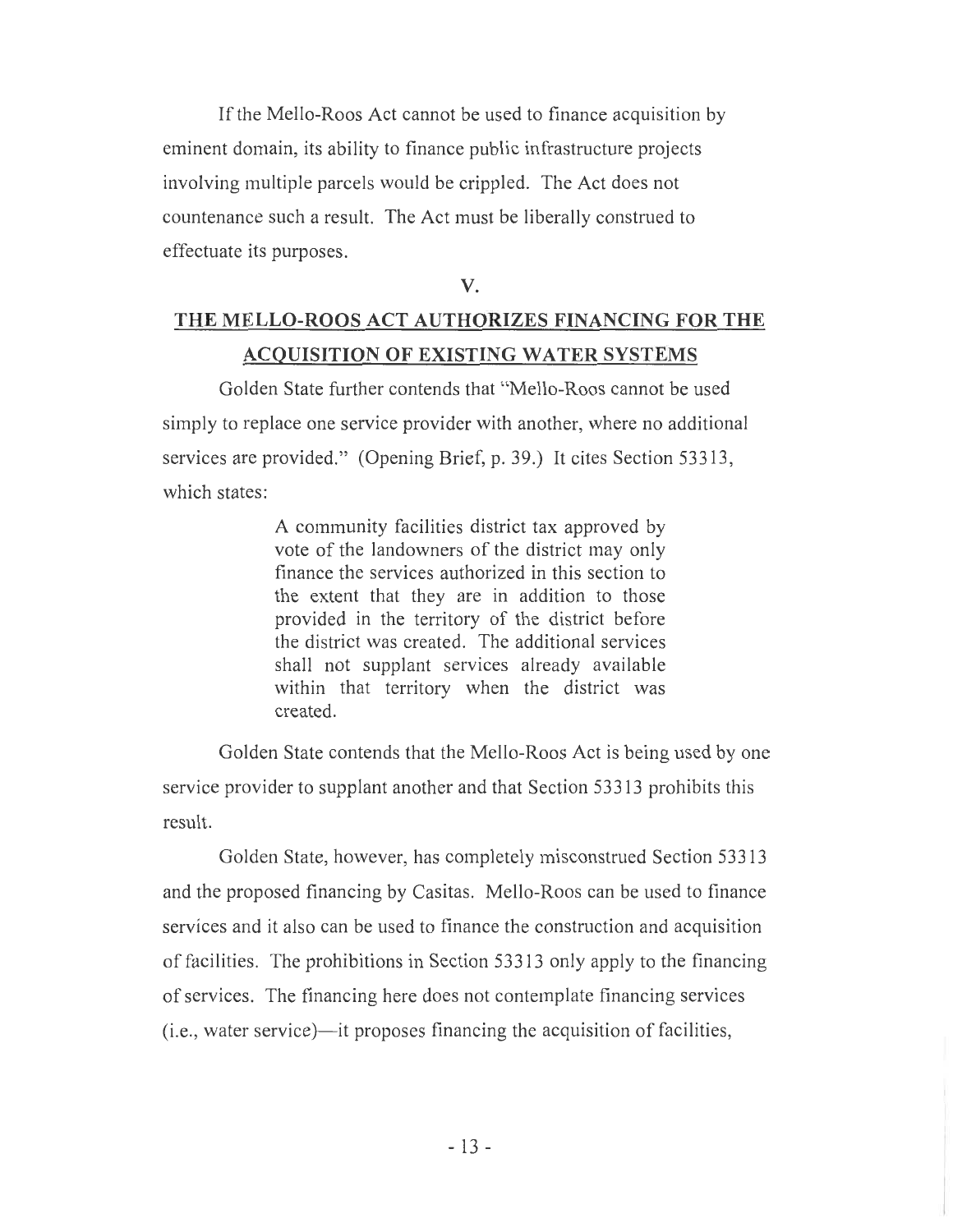If the Mello-Roos Act cannot be used to finance acquisition by eminent domain, its ability to finance public infrastructure projects involving multiple parcels would be crippled. The Act does not countenance such a result. The Act must be liberally construed to effectuate its purposes.

## V.

## THE MELLO-ROOS ACT AUTHORIZES FINANCING FOR THE ACQUISITION OF EXISTING WATER SYSTEMS

Golden State further contends that "Mello-Roos cannot be used simply to replace one service provider with another, where no additional services are provided." (Opening Brief, p. 39.) It cites Section 53313, which states:

> A community facilities district tax approved by vote of the landowners of the district may only finance the services authorized in this section to the extent that they are in addition to those provided in the territory of the district before the district was created. The additional services shall not supplant services already available within that territory when the district was created.

Golden State contends that the Mello-Roos Act is being used by one service provider to supplant another and that Section 53313 prohibits this result.

Golden State, however, has completely misconstrued Section 53313 and the proposed financing by Casitas. Mello-Roos can be used to finance services and it also can be used to finance the construction and acquisition of facilities. The prohibitions in Section 53313 only apply to the financing of services. The financing here does not contemplate financing services (i.e., water service)—it proposes financing the acquisition of facilities,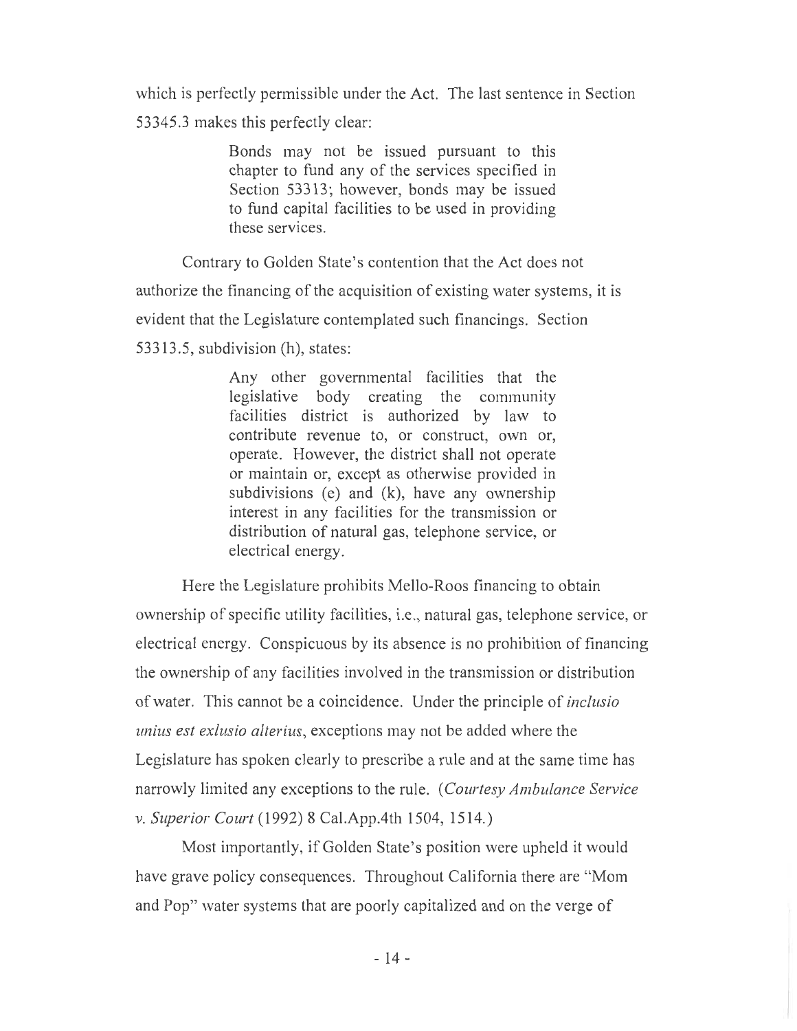which is perfectly permissible under the Act. The last sentence in Section 53345.3 makes this perfectly clear:

> Bonds may not be issued pursuant to this chapter to fund any of the services specified in Section 53313; however, bonds may be issued to fund capital facilities to be used in providing these services.

Contrary to Golden State's contention that the Act does not authorize the financing of the acquisition of existing water systems, it is evident that the Legislature contemplated such financings. Section 53313.5, subdivision (h), states:

> Any other governmental facilities that the legislative body creating the community facilities district is authorized by law to contribute revenue to, or construct, own or, operate. However, the district shall not operate or maintain or, except as otherwise provided in subdivisions (e) and (k), have any ownership interest in any facilities for the transmission or distribution of natural gas, telephone service, or electrical energy.

Here the Legislature prohibits Mello-Roos financing to obtain ownership of specific utility facilities, i.e., natural gas, telephone service, or electrical energy. Conspicuous by its absence is no prohibition of financing the ownership of any facilities involved in the transmission or distribution of water. This cannot be a coincidence. Under the principle of *inclusio unius est exlusio alterius*, exceptions may not be added where the Legislature has spoken clearly to prescribe a rule and at the same time has narrowly limited any exceptions to the rule. (*Courtesy Ambulance Service v. Superior Court* (1992) 8 Cal.App.4th 1504, 1514.)

Most importantly, if Golden State's position were upheld it would have grave policy consequences. Throughout California there are "Mom and Pop" water systems that are poorly capitalized and on the verge of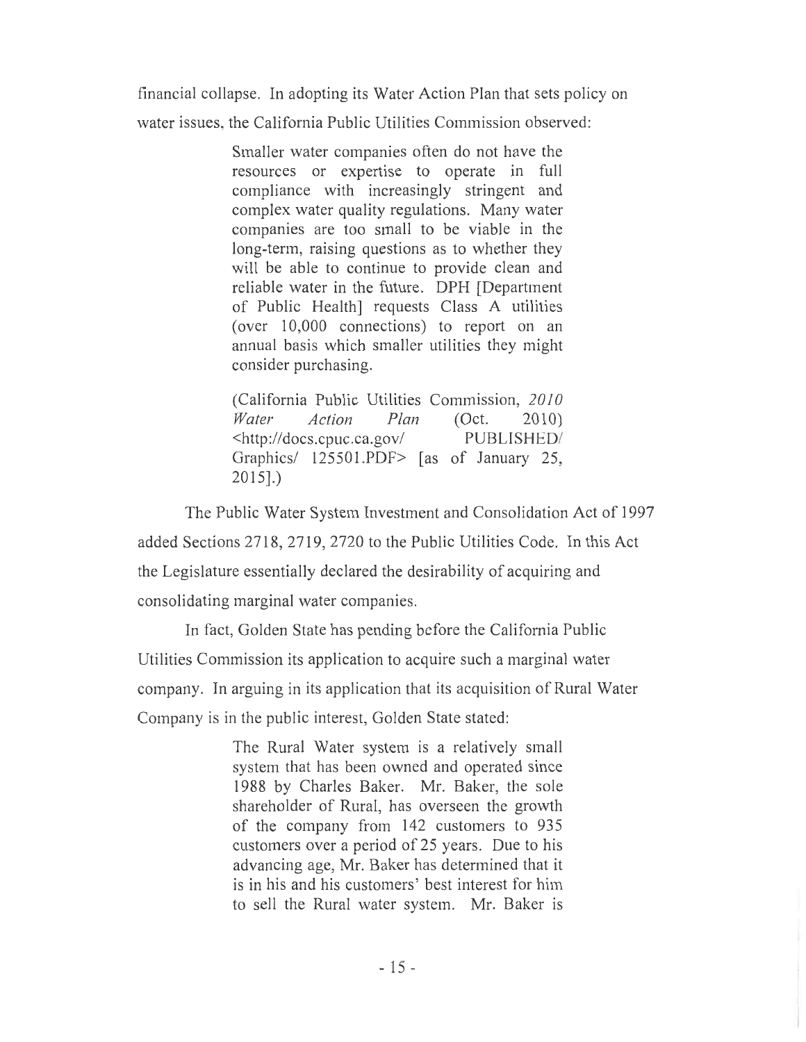financial collapse. In adopting its Water Action Plan that sets policy on water issues, the California Public Utilities Commission observed:

> Smaller water companies often do not have the resources or expertise to operate in full compliance with increasingly stringent and complex water quality regulations. Many water companies are too small to be viable in the long-term, raising questions as to whether they will be able to continue to provide clean and reliable water in the future. DPH [Department of Public Health] requests Class A utilities (over 10,000 connections) to report on an annual basis which smaller utilities they might consider purchasing.
>
> (California Public Utilities Commission, *2010 Water Action Plan* (Oct. 2010) <http://docs.cpuc.ca.gov/ PUBLISHED/ Graphics/ 125501.PDF> [as of January 25, 2015].)

The Public Water System Investment and Consolidation Act of 1997 added Sections 2718, 2719, 2720 to the Public Utilities Code. In this Act the Legislature essentially declared the desirability of acquiring and consolidating marginal water companies.

In fact, Golden State has pending before the California Public Utilities Commission its application to acquire such a marginal water company. In arguing in its application that its acquisition of Rural Water Company is in the public interest, Golden State stated:

> The Rural Water system is a relatively small system that has been owned and operated since 1988 by Charles Baker. Mr. Baker, the sole shareholder of Rural, has overseen the growth of the company from 142 customers to 935 customers over a period of 25 years. Due to his advancing age, Mr. Baker has determined that it is in his and his customers' best interest for him to sell the Rural water system. Mr. Baker is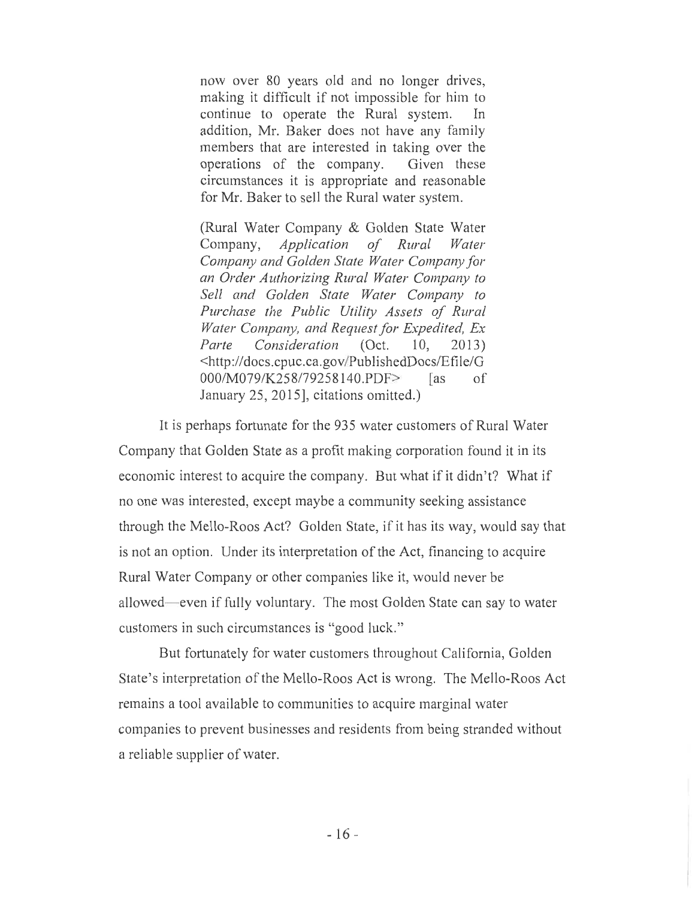> now over 80 years old and no longer drives, making it difficult if not impossible for him to continue to operate the Rural system. In addition, Mr. Baker does not have any family members that are interested in taking over the operations of the company. Given these circumstances it is appropriate and reasonable for Mr. Baker to sell the Rural water system.
>
> (Rural Water Company & Golden State Water Company, *Application of Rural Water Company and Golden State Water Company for an Order Authorizing Rural Water Company to Sell and Golden State Water Company to Purchase the Public Utility Assets of Rural Water Company, and Request for Expedited, Ex Parte Consideration* (Oct. 10, 2013) <http://docs.cpuc.ca.gov/PublishedDocs/Efile/G000/M079/K258/79258140.PDF> [as of January 25, 2015], citations omitted.)

It is perhaps fortunate for the 935 water customers of Rural Water Company that Golden State as a profit making corporation found it in its economic interest to acquire the company. But what if it didn't? What if no one was interested, except maybe a community seeking assistance through the Mello-Roos Act? Golden State, if it has its way, would say that is not an option. Under its interpretation of the Act, financing to acquire Rural Water Company or other companies like it, would never be allowed—even if fully voluntary. The most Golden State can say to water customers in such circumstances is "good luck."

But fortunately for water customers throughout California, Golden State's interpretation of the Mello-Roos Act is wrong. The Mello-Roos Act remains a tool available to communities to acquire marginal water companies to prevent businesses and residents from being stranded without a reliable supplier of water.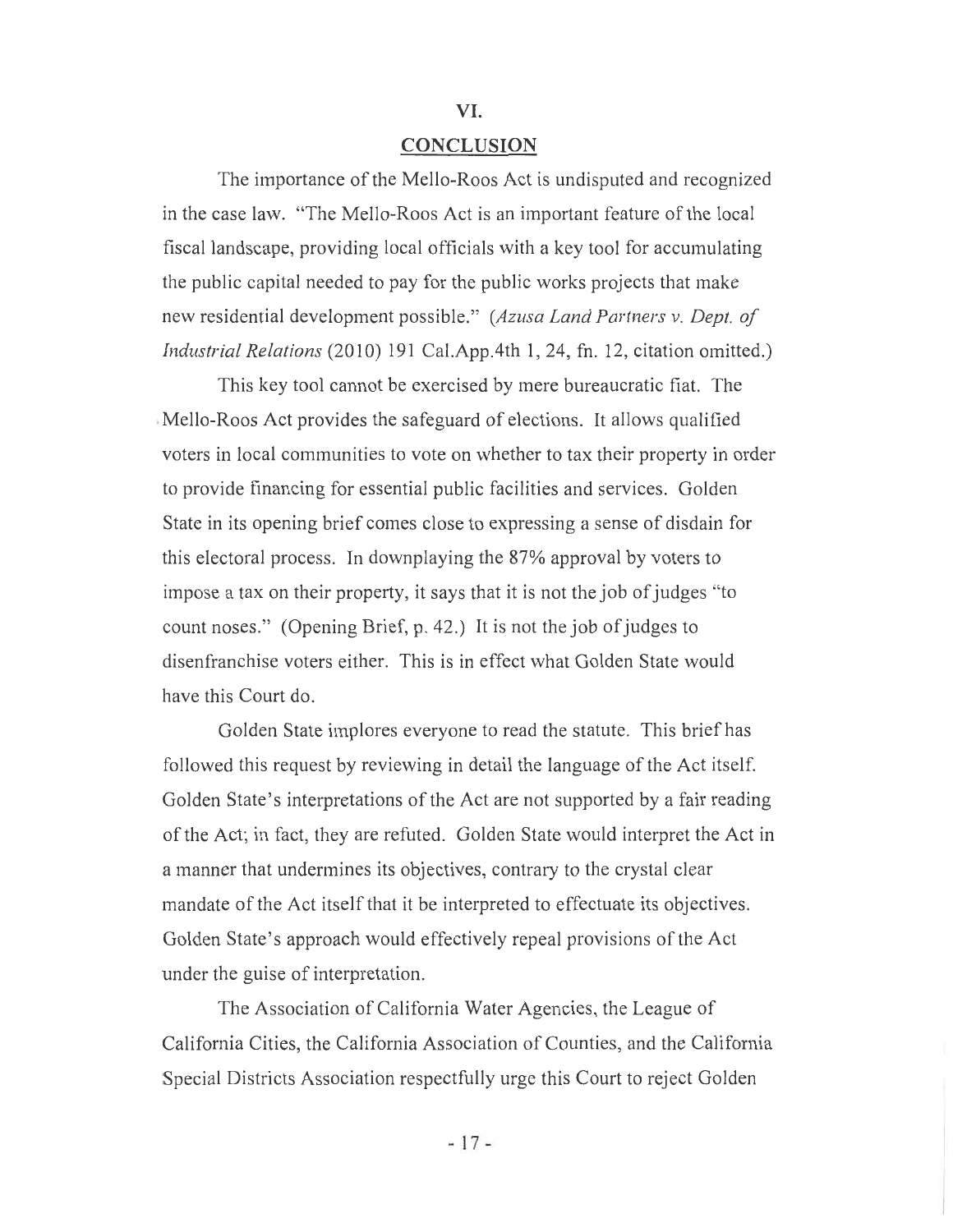## VI.

## CONCLUSION

The importance of the Mello-Roos Act is undisputed and recognized in the case law. "The Mello-Roos Act is an important feature of the local fiscal landscape, providing local officials with a key tool for accumulating the public capital needed to pay for the public works projects that make new residential development possible." (*Azusa Land Partners v. Dept. of Industrial Relations* (2010) 191 Cal.App.4th 1, 24, fn. 12, citation omitted.)

This key tool cannot be exercised by mere bureaucratic fiat. The Mello-Roos Act provides the safeguard of elections. It allows qualified voters in local communities to vote on whether to tax their property in order to provide financing for essential public facilities and services. Golden State in its opening brief comes close to expressing a sense of disdain for this electoral process. In downplaying the 87% approval by voters to impose a tax on their property, it says that it is not the job of judges "to count noses." (Opening Brief, p. 42.) It is not the job of judges to disenfranchise voters either. This is in effect what Golden State would have this Court do.

Golden State implores everyone to read the statute. This brief has followed this request by reviewing in detail the language of the Act itself. Golden State's interpretations of the Act are not supported by a fair reading of the Act; in fact, they are refuted. Golden State would interpret the Act in a manner that undermines its objectives, contrary to the crystal clear mandate of the Act itself that it be interpreted to effectuate its objectives. Golden State's approach would effectively repeal provisions of the Act under the guise of interpretation.

The Association of California Water Agencies, the League of California Cities, the California Association of Counties, and the California Special Districts Association respectfully urge this Court to reject Golden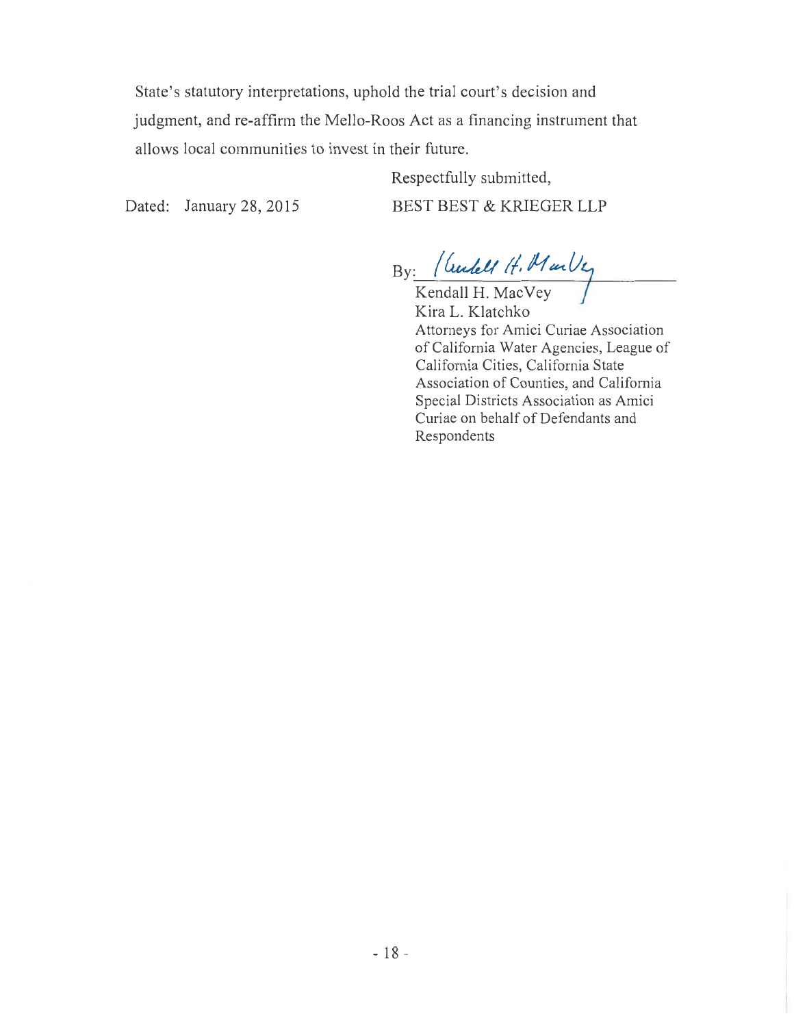State's statutory interpretations, uphold the trial court's decision and judgment, and re-affirm the Mello-Roos Act as a financing instrument that allows local communities to invest in their future.

Respectfully submitted,

Dated: January 28, 2015

BEST BEST & KRIEGER LLP

By: /Kendall H. MacVey/

Kendall H. MacVey
Kira L. Klatchko
Attorneys for Amici Curiae Association of California Water Agencies, League of California Cities, California State Association of Counties, and California Special Districts Association as Amici Curiae on behalf of Defendants and Respondents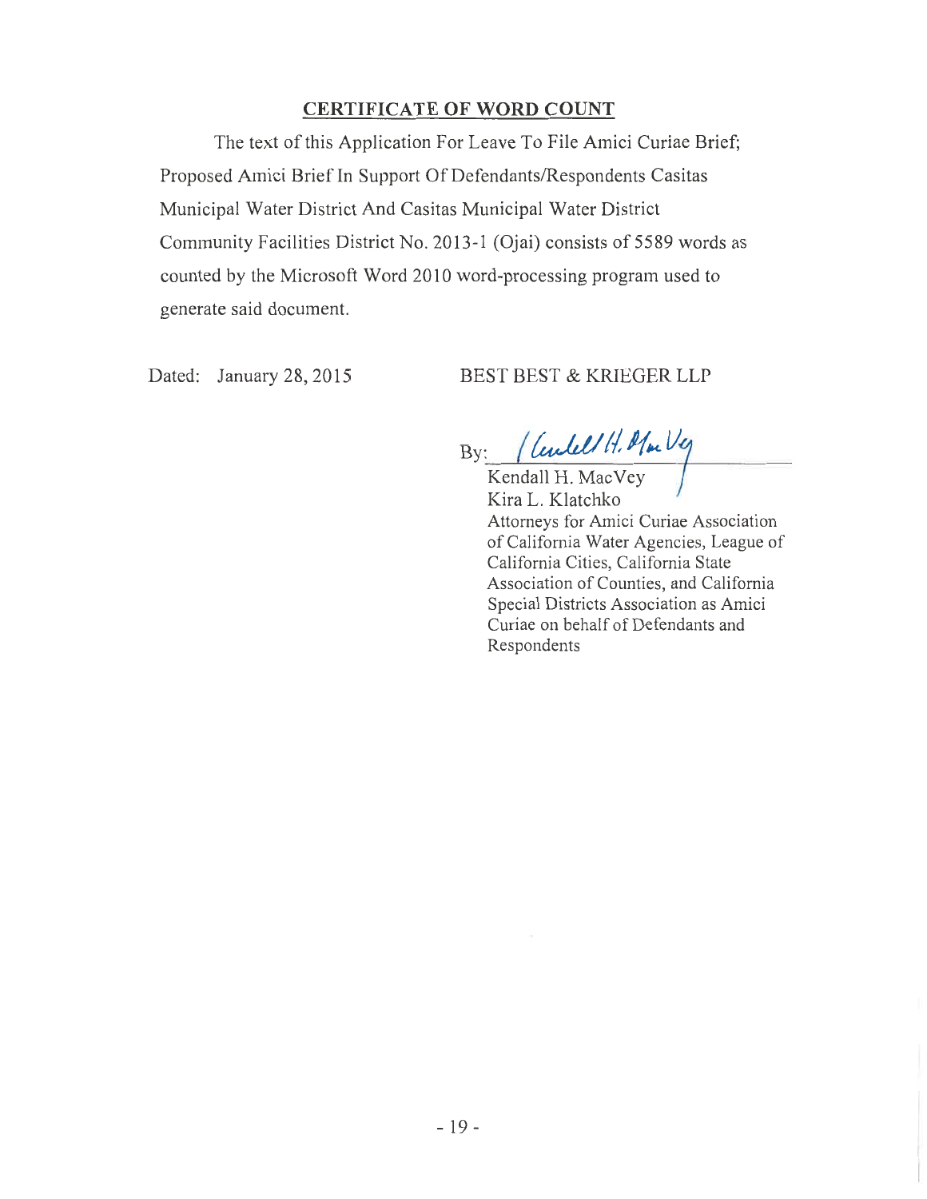## CERTIFICATE OF WORD COUNT

The text of this Application For Leave To File Amici Curiae Brief; Proposed Amici Brief In Support Of Defendants/Respondents Casitas Municipal Water District And Casitas Municipal Water District Community Facilities District No. 2013-1 (Ojai) consists of 5589 words as counted by the Microsoft Word 2010 word-processing program used to generate said document.

Dated: January 28, 2015

BEST BEST & KRIEGER LLP

By: /Kendall H. MacVey

Kendall H. MacVey
Kira L. Klatchko
Attorneys for Amici Curiae Association of California Water Agencies, League of California Cities, California State Association of Counties, and California Special Districts Association as Amici Curiae on behalf of Defendants and Respondents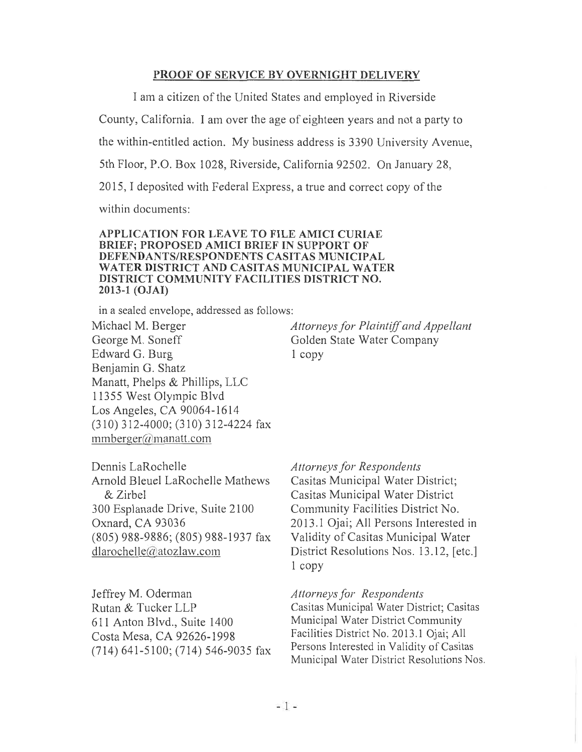## PROOF OF SERVICE BY OVERNIGHT DELIVERY

I am a citizen of the United States and employed in Riverside County, California. I am over the age of eighteen years and not a party to the within-entitled action. My business address is 3390 University Avenue, 5th Floor, P.O. Box 1028, Riverside, California 92502. On January 28, 2015, I deposited with Federal Express, a true and correct copy of the within documents:

**APPLICATION FOR LEAVE TO FILE AMICI CURIAE BRIEF; PROPOSED AMICI BRIEF IN SUPPORT OF DEFENDANTS/RESPONDENTS CASITAS MUNICIPAL WATER DISTRICT AND CASITAS MUNICIPAL WATER DISTRICT COMMUNITY FACILITIES DISTRICT NO. 2013-1 (OJAI)**

in a sealed envelope, addressed as follows:

Michael M. Berger
George M. Soneff
Edward G. Burg
Benjamin G. Shatz
Manatt, Phelps & Phillips, LLC
11355 West Olympic Blvd
Los Angeles, CA 90064-1614
(310) 312-4000; (310) 312-4224 fax
mmberger@manatt.com

*Attorneys for Plaintiff and Appellant*
Golden State Water Company
1 copy

Dennis LaRochelle
Arnold Bleuel LaRochelle Mathews & Zirbel
300 Esplanade Drive, Suite 2100
Oxnard, CA 93036
(805) 988-9886; (805) 988-1937 fax
dlarochelle@atozlaw.com

*Attorneys for Respondents*
Casitas Municipal Water District; Casitas Municipal Water District Community Facilities District No. 2013.1 Ojai; All Persons Interested in Validity of Casitas Municipal Water District Resolutions Nos. 13.12, [etc.]
1 copy

Jeffrey M. Oderman
Rutan & Tucker LLP
611 Anton Blvd., Suite 1400
Costa Mesa, CA 92626-1998
(714) 641-5100; (714) 546-9035 fax

*Attorneys for Respondents*
Casitas Municipal Water District; Casitas Municipal Water District Community Facilities District No. 2013.1 Ojai; All Persons Interested in Validity of Casitas Municipal Water District Resolutions Nos.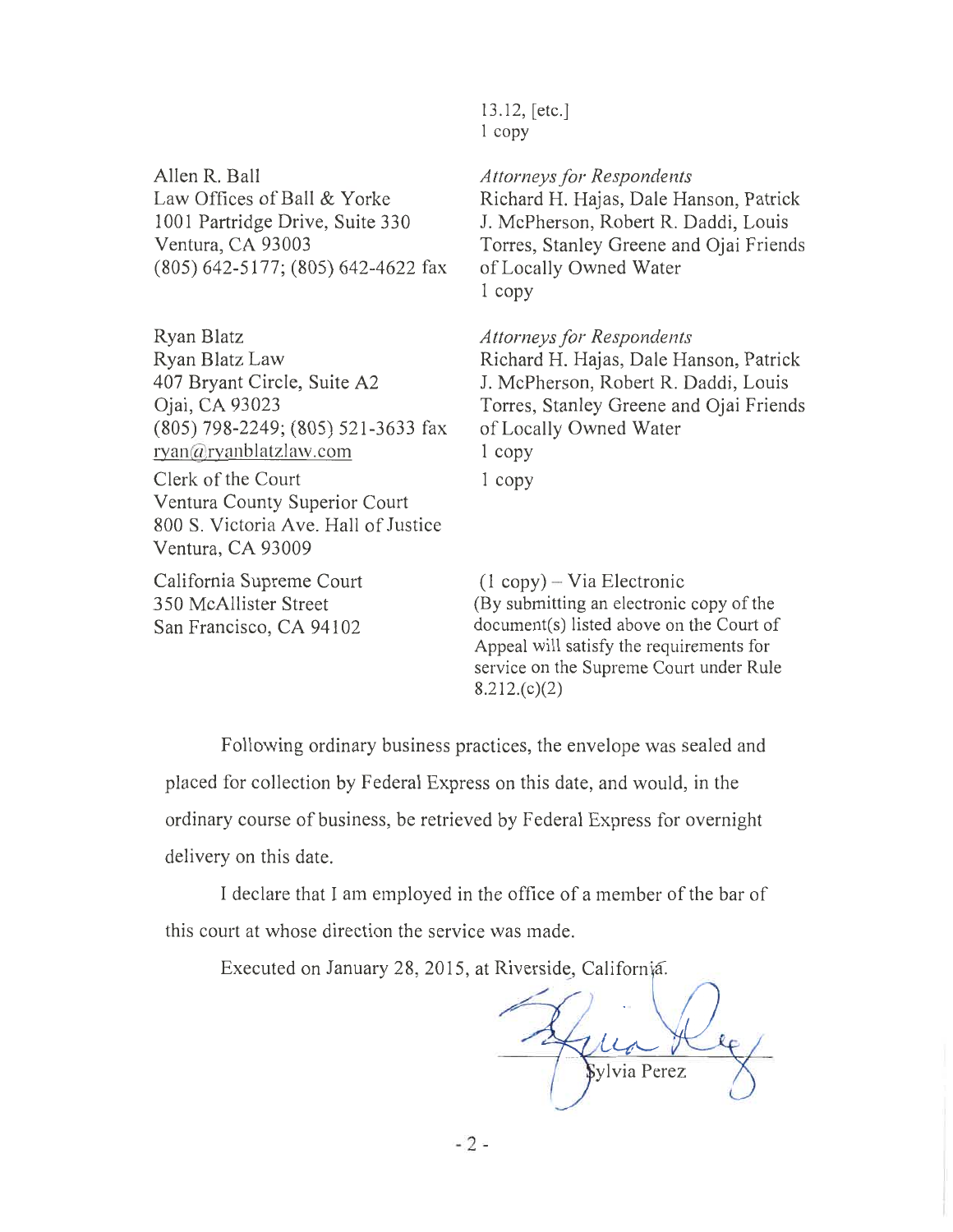13.12, [etc.]
1 copy

| | |
|---|---|
| Allen R. Ball<br>Law Offices of Ball & Yorke<br>1001 Partridge Drive, Suite 330<br>Ventura, CA 93003<br>(805) 642-5177; (805) 642-4622 fax | *Attorneys for Respondents*<br>Richard H. Hajas, Dale Hanson, Patrick J. McPherson, Robert R. Daddi, Louis Torres, Stanley Greene and Ojai Friends of Locally Owned Water<br>1 copy |
| Ryan Blatz<br>Ryan Blatz Law<br>407 Bryant Circle, Suite A2<br>Ojai, CA 93023<br>(805) 798-2249; (805) 521-3633 fax<br>ryan@ryanblatzlaw.com | *Attorneys for Respondents*<br>Richard H. Hajas, Dale Hanson, Patrick J. McPherson, Robert R. Daddi, Louis Torres, Stanley Greene and Ojai Friends of Locally Owned Water<br>1 copy |
| Clerk of the Court<br>Ventura County Superior Court<br>800 S. Victoria Ave. Hall of Justice<br>Ventura, CA 93009 | 1 copy |
| California Supreme Court<br>350 McAllister Street<br>San Francisco, CA 94102 | (1 copy) – Via Electronic<br>(By submitting an electronic copy of the document(s) listed above on the Court of Appeal will satisfy the requirements for service on the Supreme Court under Rule 8.212.(c)(2) |

Following ordinary business practices, the envelope was sealed and placed for collection by Federal Express on this date, and would, in the ordinary course of business, be retrieved by Federal Express for overnight delivery on this date.

I declare that I am employed in the office of a member of the bar of this court at whose direction the service was made.

Executed on January 28, 2015, at Riverside, California.

Sylvia Perez